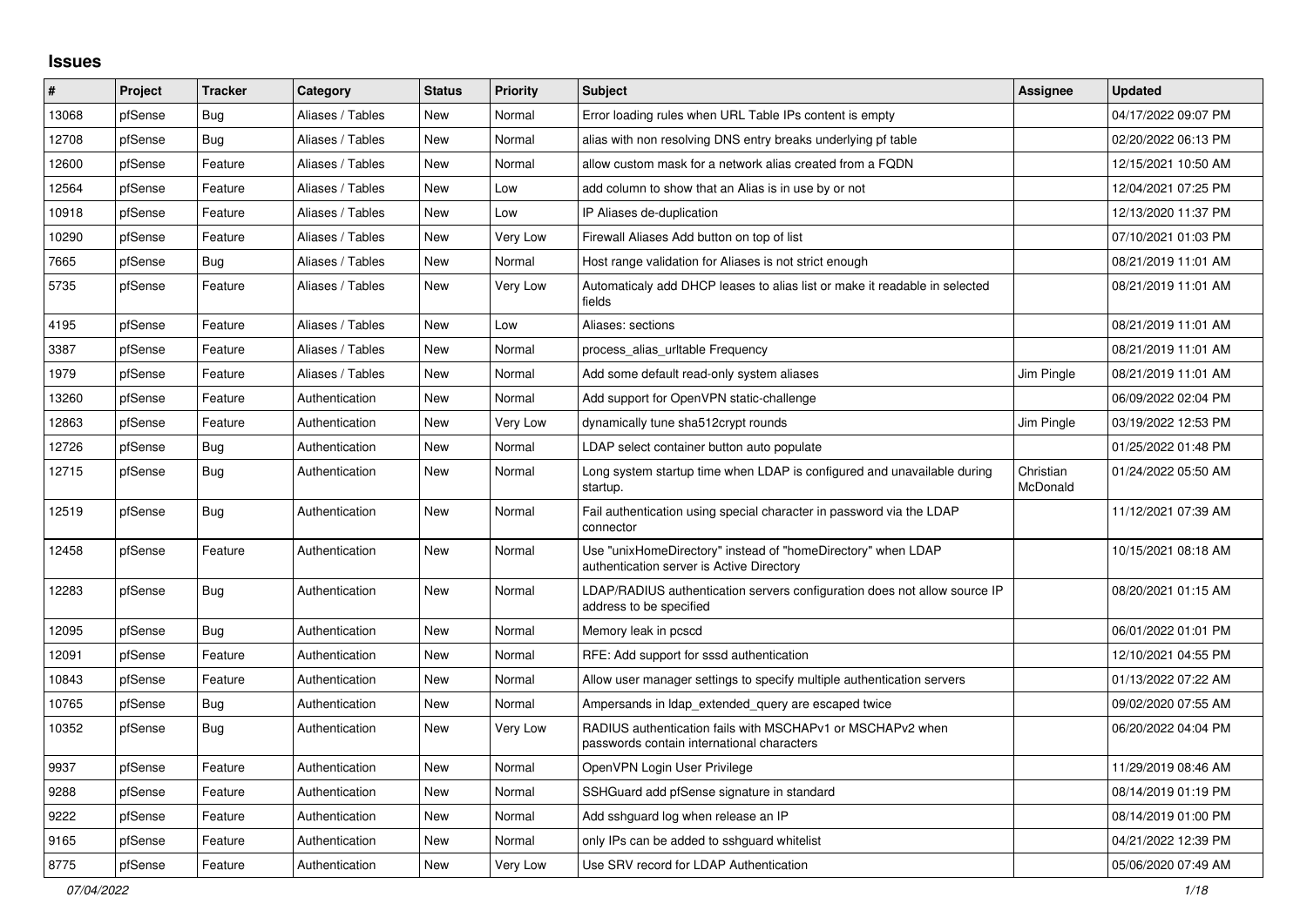## Issues

| # | Project | Tracker | Category | Status | Priority | Subject | Assignee | Updated |
|---|---|---|---|---|---|---|---|---|
| 13068 | pfSense | Bug | Aliases / Tables | New | Normal | Error loading rules when URL Table IPs content is empty | | 04/17/2022 09:07 PM |
| 12708 | pfSense | Bug | Aliases / Tables | New | Normal | alias with non resolving DNS entry breaks underlying pf table | | 02/20/2022 06:13 PM |
| 12600 | pfSense | Feature | Aliases / Tables | New | Normal | allow custom mask for a network alias created from a FQDN | | 12/15/2021 10:50 AM |
| 12564 | pfSense | Feature | Aliases / Tables | New | Low | add column to show that an Alias is in use by or not | | 12/04/2021 07:25 PM |
| 10918 | pfSense | Feature | Aliases / Tables | New | Low | IP Aliases de-duplication | | 12/13/2020 11:37 PM |
| 10290 | pfSense | Feature | Aliases / Tables | New | Very Low | Firewall Aliases Add button on top of list | | 07/10/2021 01:03 PM |
| 7665 | pfSense | Bug | Aliases / Tables | New | Normal | Host range validation for Aliases is not strict enough | | 08/21/2019 11:01 AM |
| 5735 | pfSense | Feature | Aliases / Tables | New | Very Low | Automaticaly add DHCP leases to alias list or make it readable in selected fields | | 08/21/2019 11:01 AM |
| 4195 | pfSense | Feature | Aliases / Tables | New | Low | Aliases: sections | | 08/21/2019 11:01 AM |
| 3387 | pfSense | Feature | Aliases / Tables | New | Normal | process_alias_urltable Frequency | | 08/21/2019 11:01 AM |
| 1979 | pfSense | Feature | Aliases / Tables | New | Normal | Add some default read-only system aliases | Jim Pingle | 08/21/2019 11:01 AM |
| 13260 | pfSense | Feature | Authentication | New | Normal | Add support for OpenVPN static-challenge | | 06/09/2022 02:04 PM |
| 12863 | pfSense | Feature | Authentication | New | Very Low | dynamically tune sha512crypt rounds | Jim Pingle | 03/19/2022 12:53 PM |
| 12726 | pfSense | Bug | Authentication | New | Normal | LDAP select container button auto populate | | 01/25/2022 01:48 PM |
| 12715 | pfSense | Bug | Authentication | New | Normal | Long system startup time when LDAP is configured and unavailable during startup. | Christian McDonald | 01/24/2022 05:50 AM |
| 12519 | pfSense | Bug | Authentication | New | Normal | Fail authentication using special character in password via the LDAP connector | | 11/12/2021 07:39 AM |
| 12458 | pfSense | Feature | Authentication | New | Normal | Use "unixHomeDirectory" instead of "homeDirectory" when LDAP authentication server is Active Directory | | 10/15/2021 08:18 AM |
| 12283 | pfSense | Bug | Authentication | New | Normal | LDAP/RADIUS authentication servers configuration does not allow source IP address to be specified | | 08/20/2021 01:15 AM |
| 12095 | pfSense | Bug | Authentication | New | Normal | Memory leak in pcscd | | 06/01/2022 01:01 PM |
| 12091 | pfSense | Feature | Authentication | New | Normal | RFE: Add support for sssd authentication | | 12/10/2021 04:55 PM |
| 10843 | pfSense | Feature | Authentication | New | Normal | Allow user manager settings to specify multiple authentication servers | | 01/13/2022 07:22 AM |
| 10765 | pfSense | Bug | Authentication | New | Normal | Ampersands in ldap_extended_query are escaped twice | | 09/02/2020 07:55 AM |
| 10352 | pfSense | Bug | Authentication | New | Very Low | RADIUS authentication fails with MSCHAPv1 or MSCHAPv2 when passwords contain international characters | | 06/20/2022 04:04 PM |
| 9937 | pfSense | Feature | Authentication | New | Normal | OpenVPN Login User Privilege | | 11/29/2019 08:46 AM |
| 9288 | pfSense | Feature | Authentication | New | Normal | SSHGuard add pfSense signature in standard | | 08/14/2019 01:19 PM |
| 9222 | pfSense | Feature | Authentication | New | Normal | Add sshguard log when release an IP | | 08/14/2019 01:00 PM |
| 9165 | pfSense | Feature | Authentication | New | Normal | only IPs can be added to sshguard whitelist | | 04/21/2022 12:39 PM |
| 8775 | pfSense | Feature | Authentication | New | Very Low | Use SRV record for LDAP Authentication | | 05/06/2020 07:49 AM |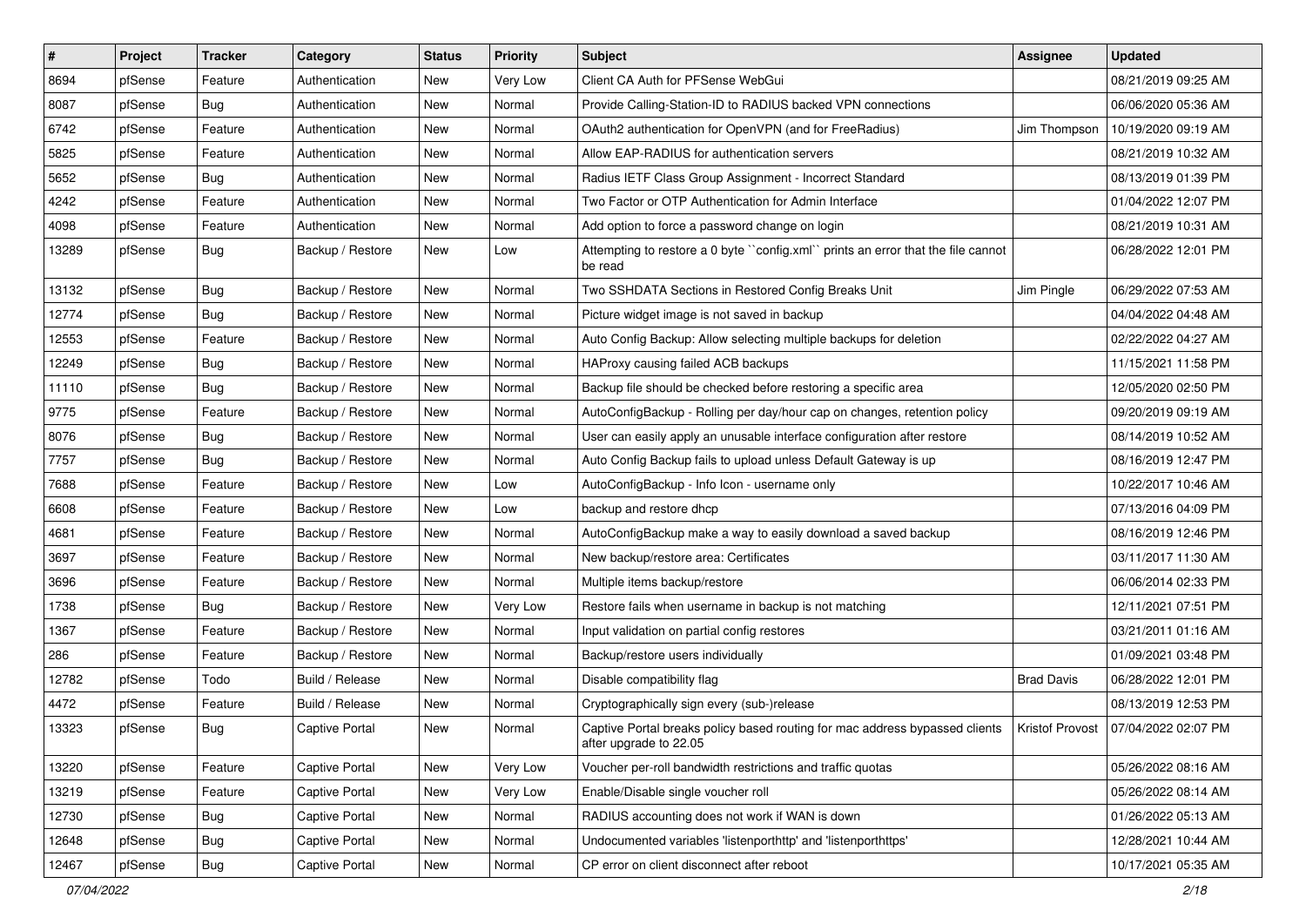| # | Project | Tracker | Category | Status | Priority | Subject | Assignee | Updated |
|---|---|---|---|---|---|---|---|---|
| 8694 | pfSense | Feature | Authentication | New | Very Low | Client CA Auth for PFSense WebGui | | 08/21/2019 09:25 AM |
| 8087 | pfSense | Bug | Authentication | New | Normal | Provide Calling-Station-ID to RADIUS backed VPN connections | | 06/06/2020 05:36 AM |
| 6742 | pfSense | Feature | Authentication | New | Normal | OAuth2 authentication for OpenVPN (and for FreeRadius) | Jim Thompson | 10/19/2020 09:19 AM |
| 5825 | pfSense | Feature | Authentication | New | Normal | Allow EAP-RADIUS for authentication servers | | 08/21/2019 10:32 AM |
| 5652 | pfSense | Bug | Authentication | New | Normal | Radius IETF Class Group Assignment - Incorrect Standard | | 08/13/2019 01:39 PM |
| 4242 | pfSense | Feature | Authentication | New | Normal | Two Factor or OTP Authentication for Admin Interface | | 01/04/2022 12:07 PM |
| 4098 | pfSense | Feature | Authentication | New | Normal | Add option to force a password change on login | | 08/21/2019 10:31 AM |
| 13289 | pfSense | Bug | Backup / Restore | New | Low | Attempting to restore a 0 byte ``config.xml`` prints an error that the file cannot be read | | 06/28/2022 12:01 PM |
| 13132 | pfSense | Bug | Backup / Restore | New | Normal | Two SSHDATA Sections in Restored Config Breaks Unit | Jim Pingle | 06/29/2022 07:53 AM |
| 12774 | pfSense | Bug | Backup / Restore | New | Normal | Picture widget image is not saved in backup | | 04/04/2022 04:48 AM |
| 12553 | pfSense | Feature | Backup / Restore | New | Normal | Auto Config Backup: Allow selecting multiple backups for deletion | | 02/22/2022 04:27 AM |
| 12249 | pfSense | Bug | Backup / Restore | New | Normal | HAProxy causing failed ACB backups | | 11/15/2021 11:58 PM |
| 11110 | pfSense | Bug | Backup / Restore | New | Normal | Backup file should be checked before restoring a specific area | | 12/05/2020 02:50 PM |
| 9775 | pfSense | Feature | Backup / Restore | New | Normal | AutoConfigBackup - Rolling per day/hour cap on changes, retention policy | | 09/20/2019 09:19 AM |
| 8076 | pfSense | Bug | Backup / Restore | New | Normal | User can easily apply an unusable interface configuration after restore | | 08/14/2019 10:52 AM |
| 7757 | pfSense | Bug | Backup / Restore | New | Normal | Auto Config Backup fails to upload unless Default Gateway is up | | 08/16/2019 12:47 PM |
| 7688 | pfSense | Feature | Backup / Restore | New | Low | AutoConfigBackup - Info Icon - username only | | 10/22/2017 10:46 AM |
| 6608 | pfSense | Feature | Backup / Restore | New | Low | backup and restore dhcp | | 07/13/2016 04:09 PM |
| 4681 | pfSense | Feature | Backup / Restore | New | Normal | AutoConfigBackup make a way to easily download a saved backup | | 08/16/2019 12:46 PM |
| 3697 | pfSense | Feature | Backup / Restore | New | Normal | New backup/restore area: Certificates | | 03/11/2017 11:30 AM |
| 3696 | pfSense | Feature | Backup / Restore | New | Normal | Multiple items backup/restore | | 06/06/2014 02:33 PM |
| 1738 | pfSense | Bug | Backup / Restore | New | Very Low | Restore fails when username in backup is not matching | | 12/11/2021 07:51 PM |
| 1367 | pfSense | Feature | Backup / Restore | New | Normal | Input validation on partial config restores | | 03/21/2011 01:16 AM |
| 286 | pfSense | Feature | Backup / Restore | New | Normal | Backup/restore users individually | | 01/09/2021 03:48 PM |
| 12782 | pfSense | Todo | Build / Release | New | Normal | Disable compatibility flag | Brad Davis | 06/28/2022 12:01 PM |
| 4472 | pfSense | Feature | Build / Release | New | Normal | Cryptographically sign every (sub-)release | | 08/13/2019 12:53 PM |
| 13323 | pfSense | Bug | Captive Portal | New | Normal | Captive Portal breaks policy based routing for mac address bypassed clients after upgrade to 22.05 | Kristof Provost | 07/04/2022 02:07 PM |
| 13220 | pfSense | Feature | Captive Portal | New | Very Low | Voucher per-roll bandwidth restrictions and traffic quotas | | 05/26/2022 08:16 AM |
| 13219 | pfSense | Feature | Captive Portal | New | Very Low | Enable/Disable single voucher roll | | 05/26/2022 08:14 AM |
| 12730 | pfSense | Bug | Captive Portal | New | Normal | RADIUS accounting does not work if WAN is down | | 01/26/2022 05:13 AM |
| 12648 | pfSense | Bug | Captive Portal | New | Normal | Undocumented variables 'listenporthttp' and 'listenporthttps' | | 12/28/2021 10:44 AM |
| 12467 | pfSense | Bug | Captive Portal | New | Normal | CP error on client disconnect after reboot | | 10/17/2021 05:35 AM |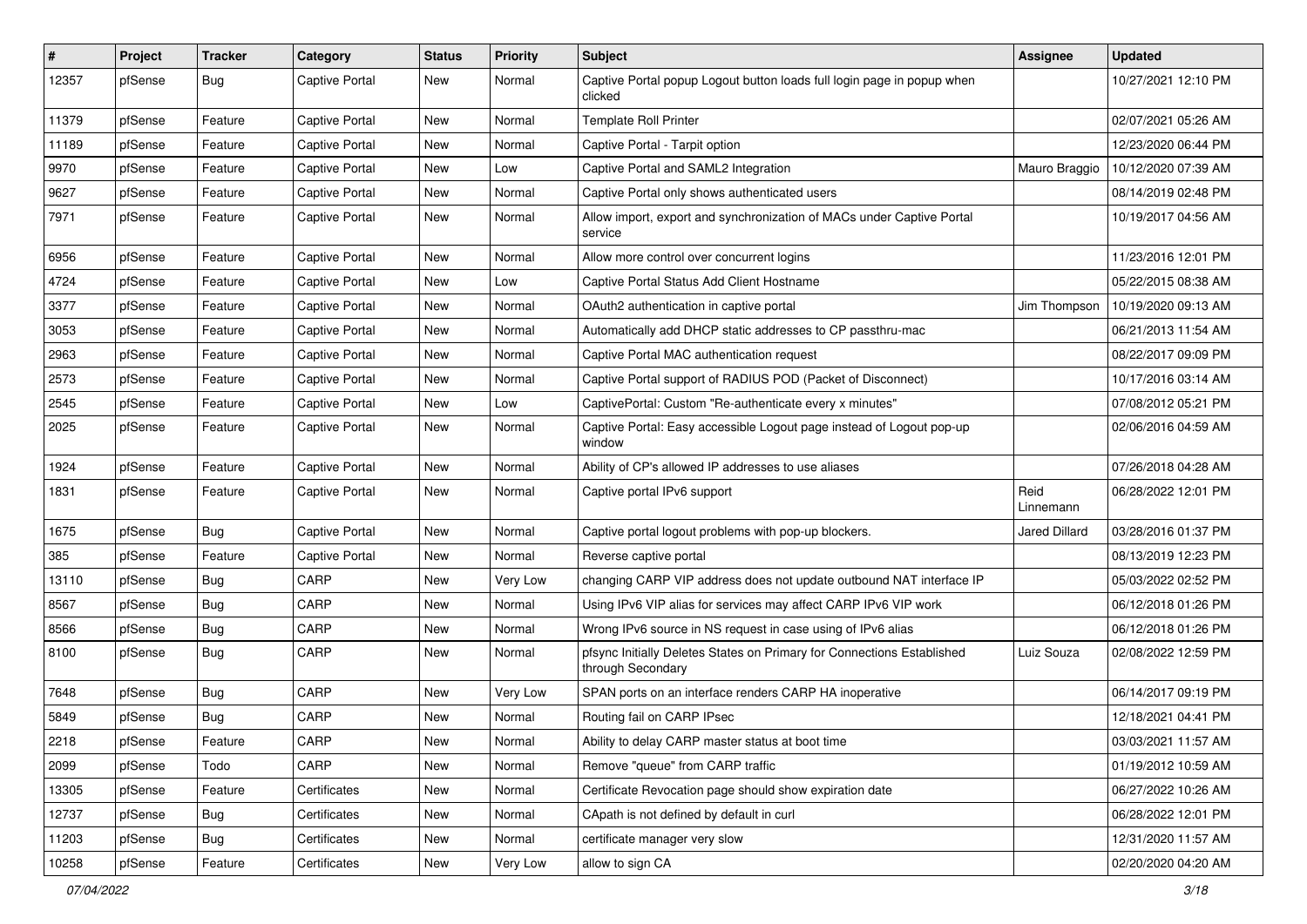| # | Project | Tracker | Category | Status | Priority | Subject | Assignee | Updated |
|---|---|---|---|---|---|---|---|---|
| 12357 | pfSense | Bug | Captive Portal | New | Normal | Captive Portal popup Logout button loads full login page in popup when clicked | | 10/27/2021 12:10 PM |
| 11379 | pfSense | Feature | Captive Portal | New | Normal | Template Roll Printer | | 02/07/2021 05:26 AM |
| 11189 | pfSense | Feature | Captive Portal | New | Normal | Captive Portal - Tarpit option | | 12/23/2020 06:44 PM |
| 9970 | pfSense | Feature | Captive Portal | New | Low | Captive Portal and SAML2 Integration | Mauro Braggio | 10/12/2020 07:39 AM |
| 9627 | pfSense | Feature | Captive Portal | New | Normal | Captive Portal only shows authenticated users | | 08/14/2019 02:48 PM |
| 7971 | pfSense | Feature | Captive Portal | New | Normal | Allow import, export and synchronization of MACs under Captive Portal service | | 10/19/2017 04:56 AM |
| 6956 | pfSense | Feature | Captive Portal | New | Normal | Allow more control over concurrent logins | | 11/23/2016 12:01 PM |
| 4724 | pfSense | Feature | Captive Portal | New | Low | Captive Portal Status Add Client Hostname | | 05/22/2015 08:38 AM |
| 3377 | pfSense | Feature | Captive Portal | New | Normal | OAuth2 authentication in captive portal | Jim Thompson | 10/19/2020 09:13 AM |
| 3053 | pfSense | Feature | Captive Portal | New | Normal | Automatically add DHCP static addresses to CP passthru-mac | | 06/21/2013 11:54 AM |
| 2963 | pfSense | Feature | Captive Portal | New | Normal | Captive Portal MAC authentication request | | 08/22/2017 09:09 PM |
| 2573 | pfSense | Feature | Captive Portal | New | Normal | Captive Portal support of RADIUS POD (Packet of Disconnect) | | 10/17/2016 03:14 AM |
| 2545 | pfSense | Feature | Captive Portal | New | Low | CaptivePortal: Custom "Re-authenticate every x minutes" | | 07/08/2012 05:21 PM |
| 2025 | pfSense | Feature | Captive Portal | New | Normal | Captive Portal: Easy accessible Logout page instead of Logout pop-up window | | 02/06/2016 04:59 AM |
| 1924 | pfSense | Feature | Captive Portal | New | Normal | Ability of CP's allowed IP addresses to use aliases | | 07/26/2018 04:28 AM |
| 1831 | pfSense | Feature | Captive Portal | New | Normal | Captive portal IPv6 support | Reid Linnemann | 06/28/2022 12:01 PM |
| 1675 | pfSense | Bug | Captive Portal | New | Normal | Captive portal logout problems with pop-up blockers. | Jared Dillard | 03/28/2016 01:37 PM |
| 385 | pfSense | Feature | Captive Portal | New | Normal | Reverse captive portal | | 08/13/2019 12:23 PM |
| 13110 | pfSense | Bug | CARP | New | Very Low | changing CARP VIP address does not update outbound NAT interface IP | | 05/03/2022 02:52 PM |
| 8567 | pfSense | Bug | CARP | New | Normal | Using IPv6 VIP alias for services may affect CARP IPv6 VIP work | | 06/12/2018 01:26 PM |
| 8566 | pfSense | Bug | CARP | New | Normal | Wrong IPv6 source in NS request in case using of IPv6 alias | | 06/12/2018 01:26 PM |
| 8100 | pfSense | Bug | CARP | New | Normal | pfsync Initially Deletes States on Primary for Connections Established through Secondary | Luiz Souza | 02/08/2022 12:59 PM |
| 7648 | pfSense | Bug | CARP | New | Very Low | SPAN ports on an interface renders CARP HA inoperative | | 06/14/2017 09:19 PM |
| 5849 | pfSense | Bug | CARP | New | Normal | Routing fail on CARP IPsec | | 12/18/2021 04:41 PM |
| 2218 | pfSense | Feature | CARP | New | Normal | Ability to delay CARP master status at boot time | | 03/03/2021 11:57 AM |
| 2099 | pfSense | Todo | CARP | New | Normal | Remove "queue" from CARP traffic | | 01/19/2012 10:59 AM |
| 13305 | pfSense | Feature | Certificates | New | Normal | Certificate Revocation page should show expiration date | | 06/27/2022 10:26 AM |
| 12737 | pfSense | Bug | Certificates | New | Normal | CApath is not defined by default in curl | | 06/28/2022 12:01 PM |
| 11203 | pfSense | Bug | Certificates | New | Normal | certificate manager very slow | | 12/31/2020 11:57 AM |
| 10258 | pfSense | Feature | Certificates | New | Very Low | allow to sign CA | | 02/20/2020 04:20 AM |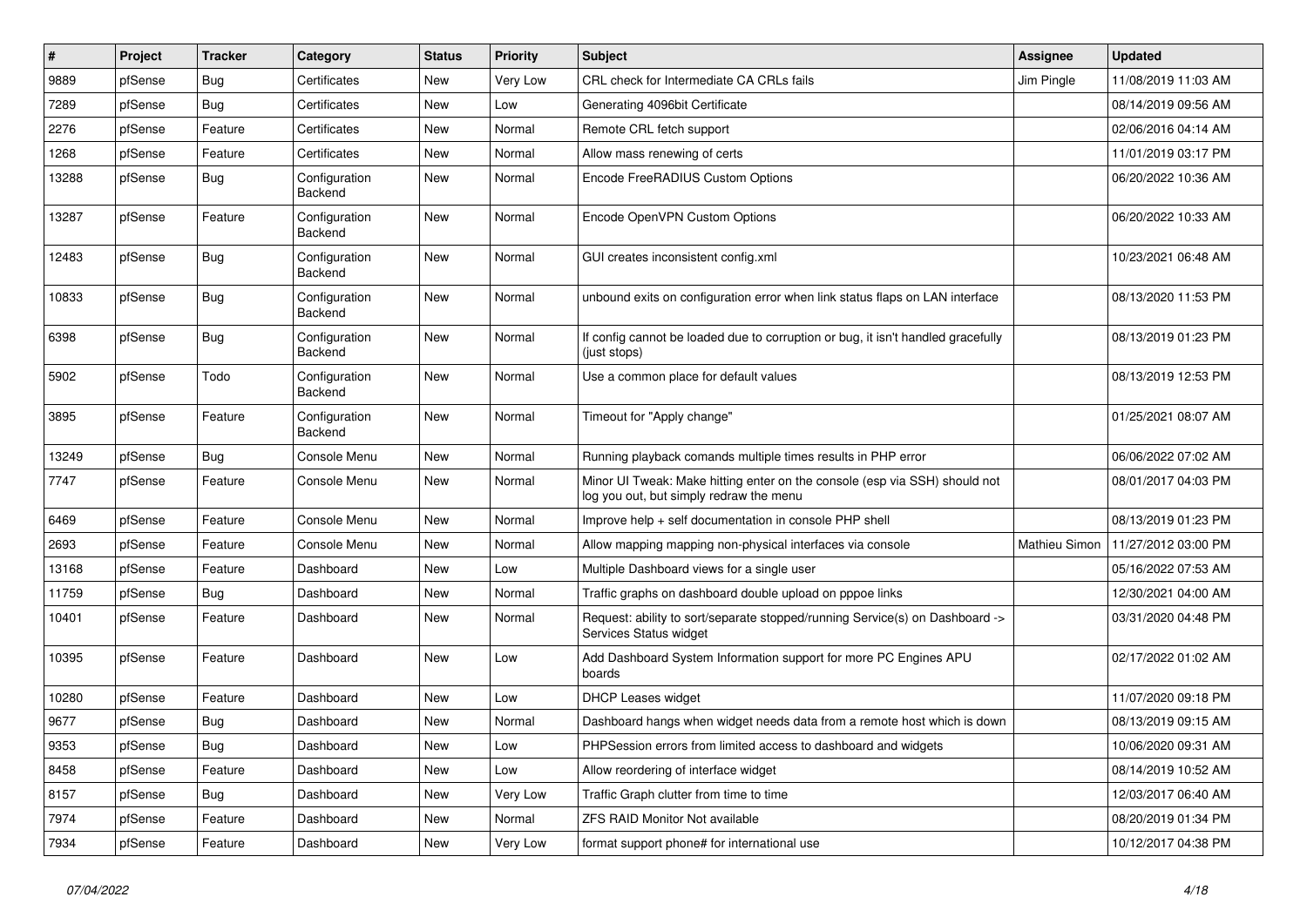| # | Project | Tracker | Category | Status | Priority | Subject | Assignee | Updated |
|---|---|---|---|---|---|---|---|---|
| 9889 | pfSense | Bug | Certificates | New | Very Low | CRL check for Intermediate CA CRLs fails | Jim Pingle | 11/08/2019 11:03 AM |
| 7289 | pfSense | Bug | Certificates | New | Low | Generating 4096bit Certificate | | 08/14/2019 09:56 AM |
| 2276 | pfSense | Feature | Certificates | New | Normal | Remote CRL fetch support | | 02/06/2016 04:14 AM |
| 1268 | pfSense | Feature | Certificates | New | Normal | Allow mass renewing of certs | | 11/01/2019 03:17 PM |
| 13288 | pfSense | Bug | Configuration Backend | New | Normal | Encode FreeRADIUS Custom Options | | 06/20/2022 10:36 AM |
| 13287 | pfSense | Feature | Configuration Backend | New | Normal | Encode OpenVPN Custom Options | | 06/20/2022 10:33 AM |
| 12483 | pfSense | Bug | Configuration Backend | New | Normal | GUI creates inconsistent config.xml | | 10/23/2021 06:48 AM |
| 10833 | pfSense | Bug | Configuration Backend | New | Normal | unbound exits on configuration error when link status flaps on LAN interface | | 08/13/2020 11:53 PM |
| 6398 | pfSense | Bug | Configuration Backend | New | Normal | If config cannot be loaded due to corruption or bug, it isn't handled gracefully (just stops) | | 08/13/2019 01:23 PM |
| 5902 | pfSense | Todo | Configuration Backend | New | Normal | Use a common place for default values | | 08/13/2019 12:53 PM |
| 3895 | pfSense | Feature | Configuration Backend | New | Normal | Timeout for "Apply change" | | 01/25/2021 08:07 AM |
| 13249 | pfSense | Bug | Console Menu | New | Normal | Running playback comands multiple times results in PHP error | | 06/06/2022 07:02 AM |
| 7747 | pfSense | Feature | Console Menu | New | Normal | Minor UI Tweak: Make hitting enter on the console (esp via SSH) should not log you out, but simply redraw the menu | | 08/01/2017 04:03 PM |
| 6469 | pfSense | Feature | Console Menu | New | Normal | Improve help + self documentation in console PHP shell | | 08/13/2019 01:23 PM |
| 2693 | pfSense | Feature | Console Menu | New | Normal | Allow mapping mapping non-physical interfaces via console | Mathieu Simon | 11/27/2012 03:00 PM |
| 13168 | pfSense | Feature | Dashboard | New | Low | Multiple Dashboard views for a single user | | 05/16/2022 07:53 AM |
| 11759 | pfSense | Bug | Dashboard | New | Normal | Traffic graphs on dashboard double upload on pppoe links | | 12/30/2021 04:00 AM |
| 10401 | pfSense | Feature | Dashboard | New | Normal | Request: ability to sort/separate stopped/running Service(s) on Dashboard -> Services Status widget | | 03/31/2020 04:48 PM |
| 10395 | pfSense | Feature | Dashboard | New | Low | Add Dashboard System Information support for more PC Engines APU boards | | 02/17/2022 01:02 AM |
| 10280 | pfSense | Feature | Dashboard | New | Low | DHCP Leases widget | | 11/07/2020 09:18 PM |
| 9677 | pfSense | Bug | Dashboard | New | Normal | Dashboard hangs when widget needs data from a remote host which is down | | 08/13/2019 09:15 AM |
| 9353 | pfSense | Bug | Dashboard | New | Low | PHPSession errors from limited access to dashboard and widgets | | 10/06/2020 09:31 AM |
| 8458 | pfSense | Feature | Dashboard | New | Low | Allow reordering of interface widget | | 08/14/2019 10:52 AM |
| 8157 | pfSense | Bug | Dashboard | New | Very Low | Traffic Graph clutter from time to time | | 12/03/2017 06:40 AM |
| 7974 | pfSense | Feature | Dashboard | New | Normal | ZFS RAID Monitor Not available | | 08/20/2019 01:34 PM |
| 7934 | pfSense | Feature | Dashboard | New | Very Low | format support phone# for international use | | 10/12/2017 04:38 PM |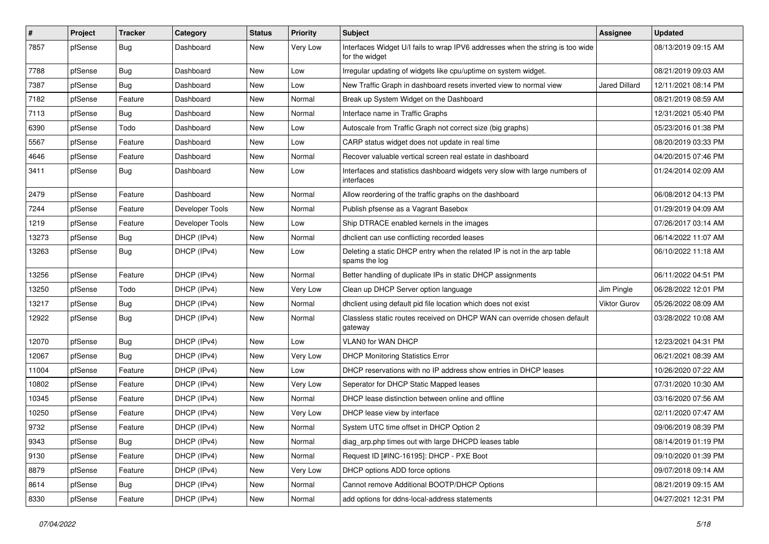| # | Project | Tracker | Category | Status | Priority | Subject | Assignee | Updated |
|---|---|---|---|---|---|---|---|---|
| 7857 | pfSense | Bug | Dashboard | New | Very Low | Interfaces Widget U/I fails to wrap IPV6 addresses when the string is too wide for the widget | | 08/13/2019 09:15 AM |
| 7788 | pfSense | Bug | Dashboard | New | Low | Irregular updating of widgets like cpu/uptime on system widget. | | 08/21/2019 09:03 AM |
| 7387 | pfSense | Bug | Dashboard | New | Low | New Traffic Graph in dashboard resets inverted view to normal view | Jared Dillard | 12/11/2021 08:14 PM |
| 7182 | pfSense | Feature | Dashboard | New | Normal | Break up System Widget on the Dashboard | | 08/21/2019 08:59 AM |
| 7113 | pfSense | Bug | Dashboard | New | Normal | Interface name in Traffic Graphs | | 12/31/2021 05:40 PM |
| 6390 | pfSense | Todo | Dashboard | New | Low | Autoscale from Traffic Graph not correct size (big graphs) | | 05/23/2016 01:38 PM |
| 5567 | pfSense | Feature | Dashboard | New | Low | CARP status widget does not update in real time | | 08/20/2019 03:33 PM |
| 4646 | pfSense | Feature | Dashboard | New | Normal | Recover valuable vertical screen real estate in dashboard | | 04/20/2015 07:46 PM |
| 3411 | pfSense | Bug | Dashboard | New | Low | Interfaces and statistics dashboard widgets very slow with large numbers of interfaces | | 01/24/2014 02:09 AM |
| 2479 | pfSense | Feature | Dashboard | New | Normal | Allow reordering of the traffic graphs on the dashboard | | 06/08/2012 04:13 PM |
| 7244 | pfSense | Feature | Developer Tools | New | Normal | Publish pfsense as a Vagrant Basebox | | 01/29/2019 04:09 AM |
| 1219 | pfSense | Feature | Developer Tools | New | Low | Ship DTRACE enabled kernels in the images | | 07/26/2017 03:14 AM |
| 13273 | pfSense | Bug | DHCP (IPv4) | New | Normal | dhclient can use conflicting recorded leases | | 06/14/2022 11:07 AM |
| 13263 | pfSense | Bug | DHCP (IPv4) | New | Low | Deleting a static DHCP entry when the related IP is not in the arp table spams the log | | 06/10/2022 11:18 AM |
| 13256 | pfSense | Feature | DHCP (IPv4) | New | Normal | Better handling of duplicate IPs in static DHCP assignments | | 06/11/2022 04:51 PM |
| 13250 | pfSense | Todo | DHCP (IPv4) | New | Very Low | Clean up DHCP Server option language | Jim Pingle | 06/28/2022 12:01 PM |
| 13217 | pfSense | Bug | DHCP (IPv4) | New | Normal | dhclient using default pid file location which does not exist | Viktor Gurov | 05/26/2022 08:09 AM |
| 12922 | pfSense | Bug | DHCP (IPv4) | New | Normal | Classless static routes received on DHCP WAN can override chosen default gateway | | 03/28/2022 10:08 AM |
| 12070 | pfSense | Bug | DHCP (IPv4) | New | Low | VLAN0 for WAN DHCP | | 12/23/2021 04:31 PM |
| 12067 | pfSense | Bug | DHCP (IPv4) | New | Very Low | DHCP Monitoring Statistics Error | | 06/21/2021 08:39 AM |
| 11004 | pfSense | Feature | DHCP (IPv4) | New | Low | DHCP reservations with no IP address show entries in DHCP leases | | 10/26/2020 07:22 AM |
| 10802 | pfSense | Feature | DHCP (IPv4) | New | Very Low | Seperator for DHCP Static Mapped leases | | 07/31/2020 10:30 AM |
| 10345 | pfSense | Feature | DHCP (IPv4) | New | Normal | DHCP lease distinction between online and offline | | 03/16/2020 07:56 AM |
| 10250 | pfSense | Feature | DHCP (IPv4) | New | Very Low | DHCP lease view by interface | | 02/11/2020 07:47 AM |
| 9732 | pfSense | Feature | DHCP (IPv4) | New | Normal | System UTC time offset in DHCP Option 2 | | 09/06/2019 08:39 PM |
| 9343 | pfSense | Bug | DHCP (IPv4) | New | Normal | diag_arp.php times out with large DHCPD leases table | | 08/14/2019 01:19 PM |
| 9130 | pfSense | Feature | DHCP (IPv4) | New | Normal | Request ID [#INC-16195]: DHCP - PXE Boot | | 09/10/2020 01:39 PM |
| 8879 | pfSense | Feature | DHCP (IPv4) | New | Very Low | DHCP options ADD force options | | 09/07/2018 09:14 AM |
| 8614 | pfSense | Bug | DHCP (IPv4) | New | Normal | Cannot remove Additional BOOTP/DHCP Options | | 08/21/2019 09:15 AM |
| 8330 | pfSense | Feature | DHCP (IPv4) | New | Normal | add options for ddns-local-address statements | | 04/27/2021 12:31 PM |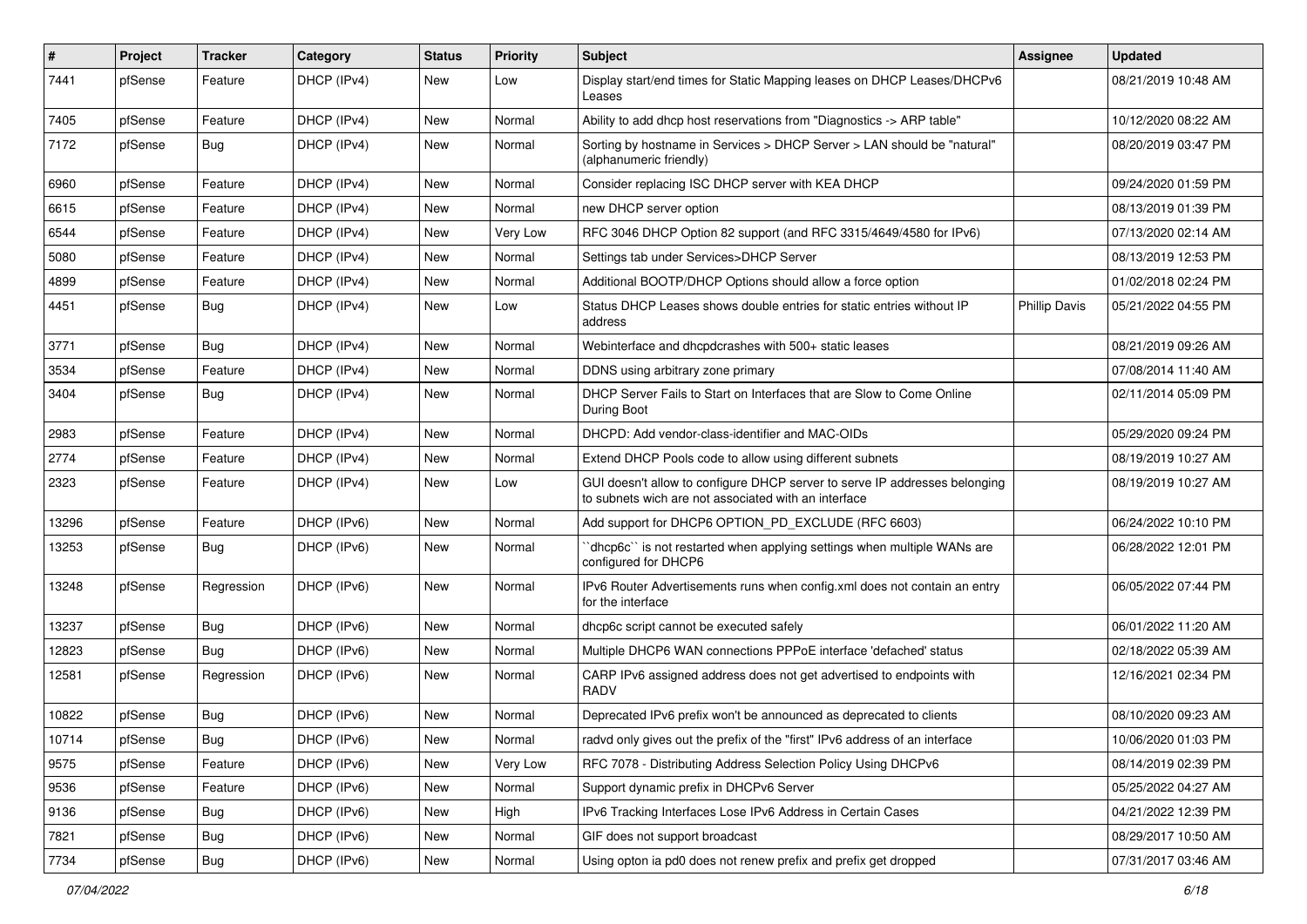| # | Project | Tracker | Category | Status | Priority | Subject | Assignee | Updated |
|---|---|---|---|---|---|---|---|---|
| 7441 | pfSense | Feature | DHCP (IPv4) | New | Low | Display start/end times for Static Mapping leases on DHCP Leases/DHCPv6 Leases | | 08/21/2019 10:48 AM |
| 7405 | pfSense | Feature | DHCP (IPv4) | New | Normal | Ability to add dhcp host reservations from "Diagnostics -> ARP table" | | 10/12/2020 08:22 AM |
| 7172 | pfSense | Bug | DHCP (IPv4) | New | Normal | Sorting by hostname in Services > DHCP Server > LAN should be "natural" (alphanumeric friendly) | | 08/20/2019 03:47 PM |
| 6960 | pfSense | Feature | DHCP (IPv4) | New | Normal | Consider replacing ISC DHCP server with KEA DHCP | | 09/24/2020 01:59 PM |
| 6615 | pfSense | Feature | DHCP (IPv4) | New | Normal | new DHCP server option | | 08/13/2019 01:39 PM |
| 6544 | pfSense | Feature | DHCP (IPv4) | New | Very Low | RFC 3046 DHCP Option 82 support (and RFC 3315/4649/4580 for IPv6) | | 07/13/2020 02:14 AM |
| 5080 | pfSense | Feature | DHCP (IPv4) | New | Normal | Settings tab under Services>DHCP Server | | 08/13/2019 12:53 PM |
| 4899 | pfSense | Feature | DHCP (IPv4) | New | Normal | Additional BOOTP/DHCP Options should allow a force option | | 01/02/2018 02:24 PM |
| 4451 | pfSense | Bug | DHCP (IPv4) | New | Low | Status DHCP Leases shows double entries for static entries without IP address | Phillip Davis | 05/21/2022 04:55 PM |
| 3771 | pfSense | Bug | DHCP (IPv4) | New | Normal | Webinterface and dhcpdcrashes with 500+ static leases | | 08/21/2019 09:26 AM |
| 3534 | pfSense | Feature | DHCP (IPv4) | New | Normal | DDNS using arbitrary zone primary | | 07/08/2014 11:40 AM |
| 3404 | pfSense | Bug | DHCP (IPv4) | New | Normal | DHCP Server Fails to Start on Interfaces that are Slow to Come Online During Boot | | 02/11/2014 05:09 PM |
| 2983 | pfSense | Feature | DHCP (IPv4) | New | Normal | DHCPD: Add vendor-class-identifier and MAC-OIDs | | 05/29/2020 09:24 PM |
| 2774 | pfSense | Feature | DHCP (IPv4) | New | Normal | Extend DHCP Pools code to allow using different subnets | | 08/19/2019 10:27 AM |
| 2323 | pfSense | Feature | DHCP (IPv4) | New | Low | GUI doesn't allow to configure DHCP server to serve IP addresses belonging to subnets wich are not associated with an interface | | 08/19/2019 10:27 AM |
| 13296 | pfSense | Feature | DHCP (IPv6) | New | Normal | Add support for DHCP6 OPTION_PD_EXCLUDE (RFC 6603) | | 06/24/2022 10:10 PM |
| 13253 | pfSense | Bug | DHCP (IPv6) | New | Normal | ``dhcp6c`` is not restarted when applying settings when multiple WANs are configured for DHCP6 | | 06/28/2022 12:01 PM |
| 13248 | pfSense | Regression | DHCP (IPv6) | New | Normal | IPv6 Router Advertisements runs when config.xml does not contain an entry for the interface | | 06/05/2022 07:44 PM |
| 13237 | pfSense | Bug | DHCP (IPv6) | New | Normal | dhcp6c script cannot be executed safely | | 06/01/2022 11:20 AM |
| 12823 | pfSense | Bug | DHCP (IPv6) | New | Normal | Multiple DHCP6 WAN connections PPPoE interface 'defached' status | | 02/18/2022 05:39 AM |
| 12581 | pfSense | Regression | DHCP (IPv6) | New | Normal | CARP IPv6 assigned address does not get advertised to endpoints with RADV | | 12/16/2021 02:34 PM |
| 10822 | pfSense | Bug | DHCP (IPv6) | New | Normal | Deprecated IPv6 prefix won't be announced as deprecated to clients | | 08/10/2020 09:23 AM |
| 10714 | pfSense | Bug | DHCP (IPv6) | New | Normal | radvd only gives out the prefix of the "first" IPv6 address of an interface | | 10/06/2020 01:03 PM |
| 9575 | pfSense | Feature | DHCP (IPv6) | New | Very Low | RFC 7078 - Distributing Address Selection Policy Using DHCPv6 | | 08/14/2019 02:39 PM |
| 9536 | pfSense | Feature | DHCP (IPv6) | New | Normal | Support dynamic prefix in DHCPv6 Server | | 05/25/2022 04:27 AM |
| 9136 | pfSense | Bug | DHCP (IPv6) | New | High | IPv6 Tracking Interfaces Lose IPv6 Address in Certain Cases | | 04/21/2022 12:39 PM |
| 7821 | pfSense | Bug | DHCP (IPv6) | New | Normal | GIF does not support broadcast | | 08/29/2017 10:50 AM |
| 7734 | pfSense | Bug | DHCP (IPv6) | New | Normal | Using opton ia pd0 does not renew prefix and prefix get dropped | | 07/31/2017 03:46 AM |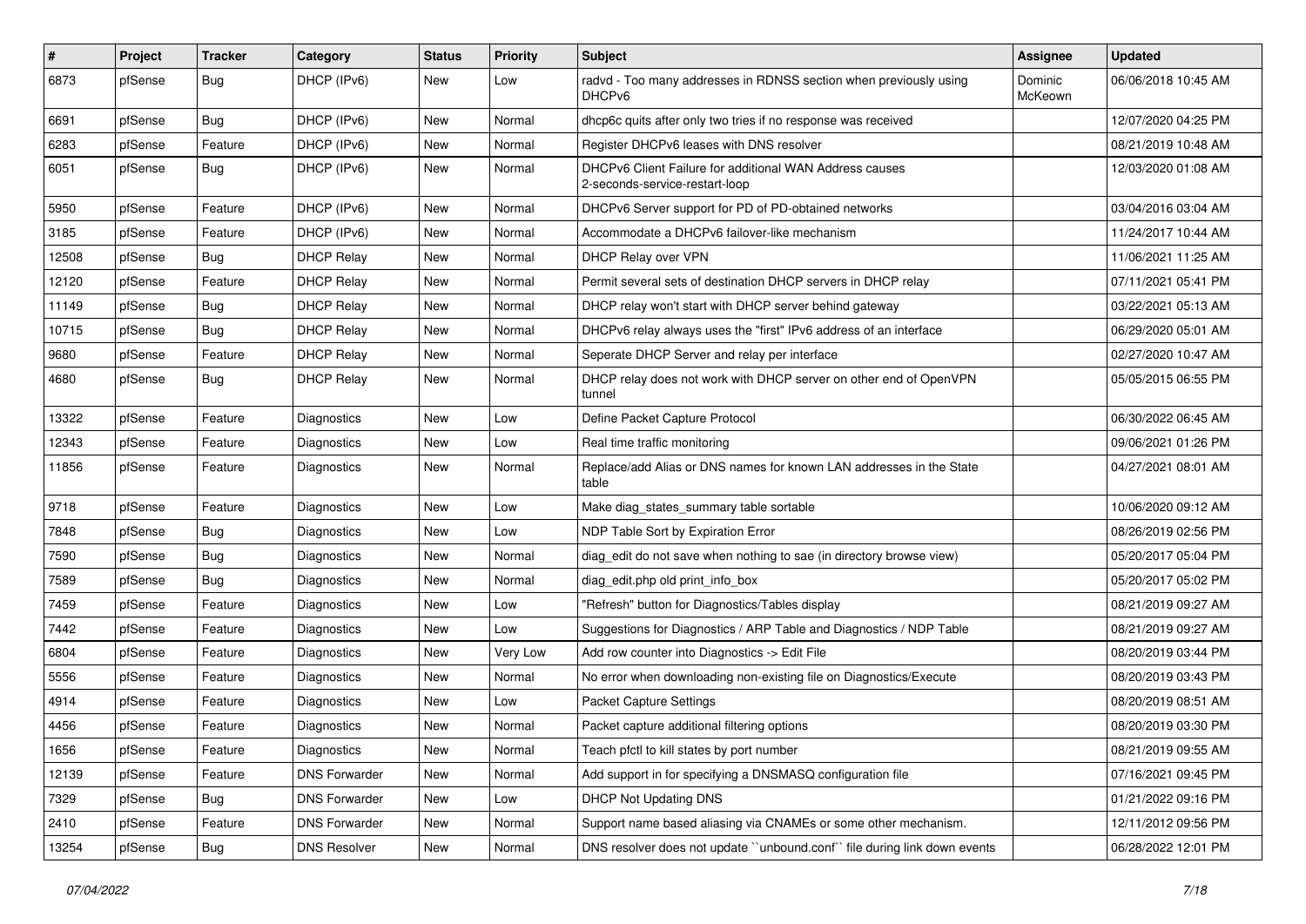| # | Project | Tracker | Category | Status | Priority | Subject | Assignee | Updated |
|---|---|---|---|---|---|---|---|---|
| 6873 | pfSense | Bug | DHCP (IPv6) | New | Low | radvd - Too many addresses in RDNSS section when previously using DHCPv6 | Dominic McKeown | 06/06/2018 10:45 AM |
| 6691 | pfSense | Bug | DHCP (IPv6) | New | Normal | dhcp6c quits after only two tries if no response was received | | 12/07/2020 04:25 PM |
| 6283 | pfSense | Feature | DHCP (IPv6) | New | Normal | Register DHCPv6 leases with DNS resolver | | 08/21/2019 10:48 AM |
| 6051 | pfSense | Bug | DHCP (IPv6) | New | Normal | DHCPv6 Client Failure for additional WAN Address causes 2-seconds-service-restart-loop | | 12/03/2020 01:08 AM |
| 5950 | pfSense | Feature | DHCP (IPv6) | New | Normal | DHCPv6 Server support for PD of PD-obtained networks | | 03/04/2016 03:04 AM |
| 3185 | pfSense | Feature | DHCP (IPv6) | New | Normal | Accommodate a DHCPv6 failover-like mechanism | | 11/24/2017 10:44 AM |
| 12508 | pfSense | Bug | DHCP Relay | New | Normal | DHCP Relay over VPN | | 11/06/2021 11:25 AM |
| 12120 | pfSense | Feature | DHCP Relay | New | Normal | Permit several sets of destination DHCP servers in DHCP relay | | 07/11/2021 05:41 PM |
| 11149 | pfSense | Bug | DHCP Relay | New | Normal | DHCP relay won't start with DHCP server behind gateway | | 03/22/2021 05:13 AM |
| 10715 | pfSense | Bug | DHCP Relay | New | Normal | DHCPv6 relay always uses the "first" IPv6 address of an interface | | 06/29/2020 05:01 AM |
| 9680 | pfSense | Feature | DHCP Relay | New | Normal | Seperate DHCP Server and relay per interface | | 02/27/2020 10:47 AM |
| 4680 | pfSense | Bug | DHCP Relay | New | Normal | DHCP relay does not work with DHCP server on other end of OpenVPN tunnel | | 05/05/2015 06:55 PM |
| 13322 | pfSense | Feature | Diagnostics | New | Low | Define Packet Capture Protocol | | 06/30/2022 06:45 AM |
| 12343 | pfSense | Feature | Diagnostics | New | Low | Real time traffic monitoring | | 09/06/2021 01:26 PM |
| 11856 | pfSense | Feature | Diagnostics | New | Normal | Replace/add Alias or DNS names for known LAN addresses in the State table | | 04/27/2021 08:01 AM |
| 9718 | pfSense | Feature | Diagnostics | New | Low | Make diag_states_summary table sortable | | 10/06/2020 09:12 AM |
| 7848 | pfSense | Bug | Diagnostics | New | Low | NDP Table Sort by Expiration Error | | 08/26/2019 02:56 PM |
| 7590 | pfSense | Bug | Diagnostics | New | Normal | diag_edit do not save when nothing to sae (in directory browse view) | | 05/20/2017 05:04 PM |
| 7589 | pfSense | Bug | Diagnostics | New | Normal | diag_edit.php old print_info_box | | 05/20/2017 05:02 PM |
| 7459 | pfSense | Feature | Diagnostics | New | Low | "Refresh" button for Diagnostics/Tables display | | 08/21/2019 09:27 AM |
| 7442 | pfSense | Feature | Diagnostics | New | Low | Suggestions for Diagnostics / ARP Table and Diagnostics / NDP Table | | 08/21/2019 09:27 AM |
| 6804 | pfSense | Feature | Diagnostics | New | Very Low | Add row counter into Diagnostics -> Edit File | | 08/20/2019 03:44 PM |
| 5556 | pfSense | Feature | Diagnostics | New | Normal | No error when downloading non-existing file on Diagnostics/Execute | | 08/20/2019 03:43 PM |
| 4914 | pfSense | Feature | Diagnostics | New | Low | Packet Capture Settings | | 08/20/2019 08:51 AM |
| 4456 | pfSense | Feature | Diagnostics | New | Normal | Packet capture additional filtering options | | 08/20/2019 03:30 PM |
| 1656 | pfSense | Feature | Diagnostics | New | Normal | Teach pfctl to kill states by port number | | 08/21/2019 09:55 AM |
| 12139 | pfSense | Feature | DNS Forwarder | New | Normal | Add support in for specifying a DNSMASQ configuration file | | 07/16/2021 09:45 PM |
| 7329 | pfSense | Bug | DNS Forwarder | New | Low | DHCP Not Updating DNS | | 01/21/2022 09:16 PM |
| 2410 | pfSense | Feature | DNS Forwarder | New | Normal | Support name based aliasing via CNAMEs or some other mechanism. | | 12/11/2012 09:56 PM |
| 13254 | pfSense | Bug | DNS Resolver | New | Normal | DNS resolver does not update ``unbound.conf`` file during link down events | | 06/28/2022 12:01 PM |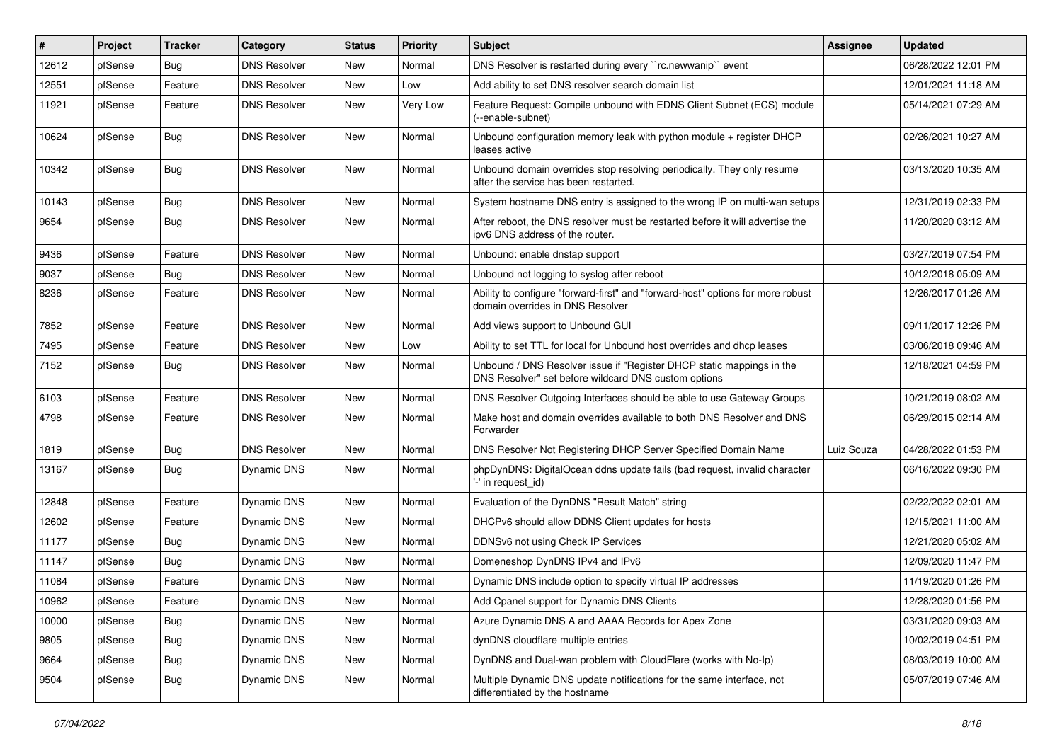| # | Project | Tracker | Category | Status | Priority | Subject | Assignee | Updated |
|---|---|---|---|---|---|---|---|---|
| 12612 | pfSense | Bug | DNS Resolver | New | Normal | DNS Resolver is restarted during every ``rc.newwanip`` event | | 06/28/2022 12:01 PM |
| 12551 | pfSense | Feature | DNS Resolver | New | Low | Add ability to set DNS resolver search domain list | | 12/01/2021 11:18 AM |
| 11921 | pfSense | Feature | DNS Resolver | New | Very Low | Feature Request: Compile unbound with EDNS Client Subnet (ECS) module (--enable-subnet) | | 05/14/2021 07:29 AM |
| 10624 | pfSense | Bug | DNS Resolver | New | Normal | Unbound configuration memory leak with python module + register DHCP leases active | | 02/26/2021 10:27 AM |
| 10342 | pfSense | Bug | DNS Resolver | New | Normal | Unbound domain overrides stop resolving periodically. They only resume after the service has been restarted. | | 03/13/2020 10:35 AM |
| 10143 | pfSense | Bug | DNS Resolver | New | Normal | System hostname DNS entry is assigned to the wrong IP on multi-wan setups | | 12/31/2019 02:33 PM |
| 9654 | pfSense | Bug | DNS Resolver | New | Normal | After reboot, the DNS resolver must be restarted before it will advertise the ipv6 DNS address of the router. | | 11/20/2020 03:12 AM |
| 9436 | pfSense | Feature | DNS Resolver | New | Normal | Unbound: enable dnstap support | | 03/27/2019 07:54 PM |
| 9037 | pfSense | Bug | DNS Resolver | New | Normal | Unbound not logging to syslog after reboot | | 10/12/2018 05:09 AM |
| 8236 | pfSense | Feature | DNS Resolver | New | Normal | Ability to configure "forward-first" and "forward-host" options for more robust domain overrides in DNS Resolver | | 12/26/2017 01:26 AM |
| 7852 | pfSense | Feature | DNS Resolver | New | Normal | Add views support to Unbound GUI | | 09/11/2017 12:26 PM |
| 7495 | pfSense | Feature | DNS Resolver | New | Low | Ability to set TTL for local for Unbound host overrides and dhcp leases | | 03/06/2018 09:46 AM |
| 7152 | pfSense | Bug | DNS Resolver | New | Normal | Unbound / DNS Resolver issue if "Register DHCP static mappings in the DNS Resolver" set before wildcard DNS custom options | | 12/18/2021 04:59 PM |
| 6103 | pfSense | Feature | DNS Resolver | New | Normal | DNS Resolver Outgoing Interfaces should be able to use Gateway Groups | | 10/21/2019 08:02 AM |
| 4798 | pfSense | Feature | DNS Resolver | New | Normal | Make host and domain overrides available to both DNS Resolver and DNS Forwarder | | 06/29/2015 02:14 AM |
| 1819 | pfSense | Bug | DNS Resolver | New | Normal | DNS Resolver Not Registering DHCP Server Specified Domain Name | Luiz Souza | 04/28/2022 01:53 PM |
| 13167 | pfSense | Bug | Dynamic DNS | New | Normal | phpDynDNS: DigitalOcean ddns update fails (bad request, invalid character '-' in request_id) | | 06/16/2022 09:30 PM |
| 12848 | pfSense | Feature | Dynamic DNS | New | Normal | Evaluation of the DynDNS "Result Match" string | | 02/22/2022 02:01 AM |
| 12602 | pfSense | Feature | Dynamic DNS | New | Normal | DHCPv6 should allow DDNS Client updates for hosts | | 12/15/2021 11:00 AM |
| 11177 | pfSense | Bug | Dynamic DNS | New | Normal | DDNSv6 not using Check IP Services | | 12/21/2020 05:02 AM |
| 11147 | pfSense | Bug | Dynamic DNS | New | Normal | Domeneshop DynDNS IPv4 and IPv6 | | 12/09/2020 11:47 PM |
| 11084 | pfSense | Feature | Dynamic DNS | New | Normal | Dynamic DNS include option to specify virtual IP addresses | | 11/19/2020 01:26 PM |
| 10962 | pfSense | Feature | Dynamic DNS | New | Normal | Add Cpanel support for Dynamic DNS Clients | | 12/28/2020 01:56 PM |
| 10000 | pfSense | Bug | Dynamic DNS | New | Normal | Azure Dynamic DNS A and AAAA Records for Apex Zone | | 03/31/2020 09:03 AM |
| 9805 | pfSense | Bug | Dynamic DNS | New | Normal | dynDNS cloudflare multiple entries | | 10/02/2019 04:51 PM |
| 9664 | pfSense | Bug | Dynamic DNS | New | Normal | DynDNS and Dual-wan problem with CloudFlare (works with No-Ip) | | 08/03/2019 10:00 AM |
| 9504 | pfSense | Bug | Dynamic DNS | New | Normal | Multiple Dynamic DNS update notifications for the same interface, not differentiated by the hostname | | 05/07/2019 07:46 AM |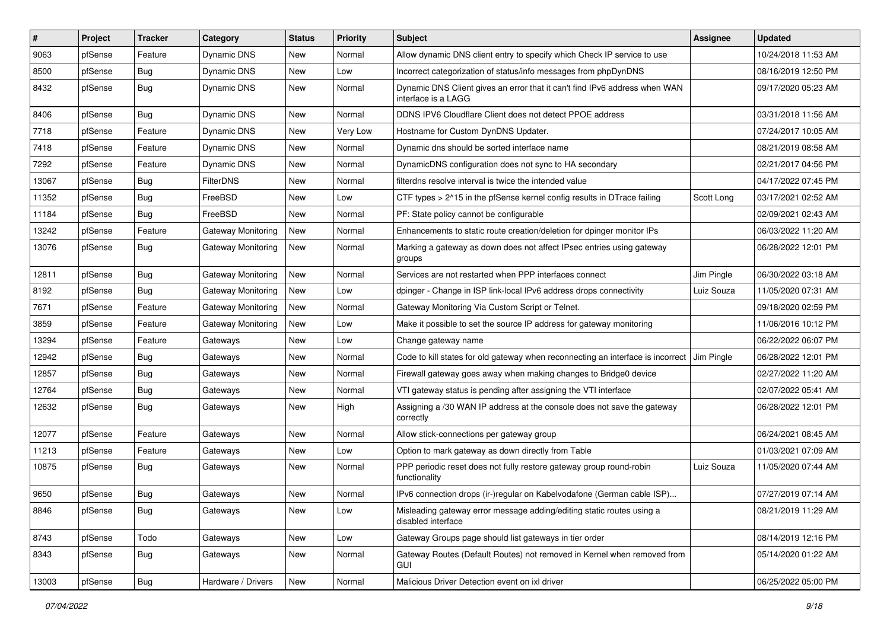| # | Project | Tracker | Category | Status | Priority | Subject | Assignee | Updated |
|---|---|---|---|---|---|---|---|---|
| 9063 | pfSense | Feature | Dynamic DNS | New | Normal | Allow dynamic DNS client entry to specify which Check IP service to use | | 10/24/2018 11:53 AM |
| 8500 | pfSense | Bug | Dynamic DNS | New | Low | Incorrect categorization of status/info messages from phpDynDNS | | 08/16/2019 12:50 PM |
| 8432 | pfSense | Bug | Dynamic DNS | New | Normal | Dynamic DNS Client gives an error that it can't find IPv6 address when WAN interface is a LAGG | | 09/17/2020 05:23 AM |
| 8406 | pfSense | Bug | Dynamic DNS | New | Normal | DDNS IPV6 Cloudflare Client does not detect PPOE address | | 03/31/2018 11:56 AM |
| 7718 | pfSense | Feature | Dynamic DNS | New | Very Low | Hostname for Custom DynDNS Updater. | | 07/24/2017 10:05 AM |
| 7418 | pfSense | Feature | Dynamic DNS | New | Normal | Dynamic dns should be sorted interface name | | 08/21/2019 08:58 AM |
| 7292 | pfSense | Feature | Dynamic DNS | New | Normal | DynamicDNS configuration does not sync to HA secondary | | 02/21/2017 04:56 PM |
| 13067 | pfSense | Bug | FilterDNS | New | Normal | filterdns resolve interval is twice the intended value | | 04/17/2022 07:45 PM |
| 11352 | pfSense | Bug | FreeBSD | New | Low | CTF types > 2^15 in the pfSense kernel config results in DTrace failing | Scott Long | 03/17/2021 02:52 AM |
| 11184 | pfSense | Bug | FreeBSD | New | Normal | PF: State policy cannot be configurable | | 02/09/2021 02:43 AM |
| 13242 | pfSense | Feature | Gateway Monitoring | New | Normal | Enhancements to static route creation/deletion for dpinger monitor IPs | | 06/03/2022 11:20 AM |
| 13076 | pfSense | Bug | Gateway Monitoring | New | Normal | Marking a gateway as down does not affect IPsec entries using gateway groups | | 06/28/2022 12:01 PM |
| 12811 | pfSense | Bug | Gateway Monitoring | New | Normal | Services are not restarted when PPP interfaces connect | Jim Pingle | 06/30/2022 03:18 AM |
| 8192 | pfSense | Bug | Gateway Monitoring | New | Low | dpinger - Change in ISP link-local IPv6 address drops connectivity | Luiz Souza | 11/05/2020 07:31 AM |
| 7671 | pfSense | Feature | Gateway Monitoring | New | Normal | Gateway Monitoring Via Custom Script or Telnet. | | 09/18/2020 02:59 PM |
| 3859 | pfSense | Feature | Gateway Monitoring | New | Low | Make it possible to set the source IP address for gateway monitoring | | 11/06/2016 10:12 PM |
| 13294 | pfSense | Feature | Gateways | New | Low | Change gateway name | | 06/22/2022 06:07 PM |
| 12942 | pfSense | Bug | Gateways | New | Normal | Code to kill states for old gateway when reconnecting an interface is incorrect | Jim Pingle | 06/28/2022 12:01 PM |
| 12857 | pfSense | Bug | Gateways | New | Normal | Firewall gateway goes away when making changes to Bridge0 device | | 02/27/2022 11:20 AM |
| 12764 | pfSense | Bug | Gateways | New | Normal | VTI gateway status is pending after assigning the VTI interface | | 02/07/2022 05:41 AM |
| 12632 | pfSense | Bug | Gateways | New | High | Assigning a /30 WAN IP address at the console does not save the gateway correctly | | 06/28/2022 12:01 PM |
| 12077 | pfSense | Feature | Gateways | New | Normal | Allow stick-connections per gateway group | | 06/24/2021 08:45 AM |
| 11213 | pfSense | Feature | Gateways | New | Low | Option to mark gateway as down directly from Table | | 01/03/2021 07:09 AM |
| 10875 | pfSense | Bug | Gateways | New | Normal | PPP periodic reset does not fully restore gateway group round-robin functionality | Luiz Souza | 11/05/2020 07:44 AM |
| 9650 | pfSense | Bug | Gateways | New | Normal | IPv6 connection drops (ir-)regular on Kabelvodafone (German cable ISP)... | | 07/27/2019 07:14 AM |
| 8846 | pfSense | Bug | Gateways | New | Low | Misleading gateway error message adding/editing static routes using a disabled interface | | 08/21/2019 11:29 AM |
| 8743 | pfSense | Todo | Gateways | New | Low | Gateway Groups page should list gateways in tier order | | 08/14/2019 12:16 PM |
| 8343 | pfSense | Bug | Gateways | New | Normal | Gateway Routes (Default Routes) not removed in Kernel when removed from GUI | | 05/14/2020 01:22 AM |
| 13003 | pfSense | Bug | Hardware / Drivers | New | Normal | Malicious Driver Detection event on ixl driver | | 06/25/2022 05:00 PM |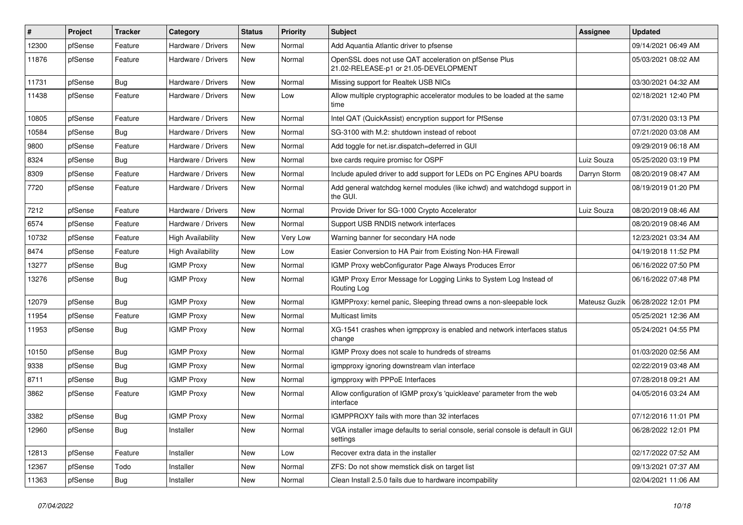| # | Project | Tracker | Category | Status | Priority | Subject | Assignee | Updated |
|---|---|---|---|---|---|---|---|---|
| 12300 | pfSense | Feature | Hardware / Drivers | New | Normal | Add Aquantia Atlantic driver to pfsense | | 09/14/2021 06:49 AM |
| 11876 | pfSense | Feature | Hardware / Drivers | New | Normal | OpenSSL does not use QAT acceleration on pfSense Plus 21.02-RELEASE-p1 or 21.05-DEVELOPMENT | | 05/03/2021 08:02 AM |
| 11731 | pfSense | Bug | Hardware / Drivers | New | Normal | Missing support for Realtek USB NICs | | 03/30/2021 04:32 AM |
| 11438 | pfSense | Feature | Hardware / Drivers | New | Low | Allow multiple cryptographic accelerator modules to be loaded at the same time | | 02/18/2021 12:40 PM |
| 10805 | pfSense | Feature | Hardware / Drivers | New | Normal | Intel QAT (QuickAssist) encryption support for PfSense | | 07/31/2020 03:13 PM |
| 10584 | pfSense | Bug | Hardware / Drivers | New | Normal | SG-3100 with M.2: shutdown instead of reboot | | 07/21/2020 03:08 AM |
| 9800 | pfSense | Feature | Hardware / Drivers | New | Normal | Add toggle for net.isr.dispatch=deferred in GUI | | 09/29/2019 06:18 AM |
| 8324 | pfSense | Bug | Hardware / Drivers | New | Normal | bxe cards require promisc for OSPF | Luiz Souza | 05/25/2020 03:19 PM |
| 8309 | pfSense | Feature | Hardware / Drivers | New | Normal | Include apuled driver to add support for LEDs on PC Engines APU boards | Darryn Storm | 08/20/2019 08:47 AM |
| 7720 | pfSense | Feature | Hardware / Drivers | New | Normal | Add general watchdog kernel modules (like ichwd) and watchdogd support in the GUI. | | 08/19/2019 01:20 PM |
| 7212 | pfSense | Feature | Hardware / Drivers | New | Normal | Provide Driver for SG-1000 Crypto Accelerator | Luiz Souza | 08/20/2019 08:46 AM |
| 6574 | pfSense | Feature | Hardware / Drivers | New | Normal | Support USB RNDIS network interfaces | | 08/20/2019 08:46 AM |
| 10732 | pfSense | Feature | High Availability | New | Very Low | Warning banner for secondary HA node | | 12/23/2021 03:34 AM |
| 8474 | pfSense | Feature | High Availability | New | Low | Easier Conversion to HA Pair from Existing Non-HA Firewall | | 04/19/2018 11:52 PM |
| 13277 | pfSense | Bug | IGMP Proxy | New | Normal | IGMP Proxy webConfigurator Page Always Produces Error | | 06/16/2022 07:50 PM |
| 13276 | pfSense | Bug | IGMP Proxy | New | Normal | IGMP Proxy Error Message for Logging Links to System Log Instead of Routing Log | | 06/16/2022 07:48 PM |
| 12079 | pfSense | Bug | IGMP Proxy | New | Normal | IGMPProxy: kernel panic, Sleeping thread owns a non-sleepable lock | Mateusz Guzik | 06/28/2022 12:01 PM |
| 11954 | pfSense | Feature | IGMP Proxy | New | Normal | Multicast limits | | 05/25/2021 12:36 AM |
| 11953 | pfSense | Bug | IGMP Proxy | New | Normal | XG-1541 crashes when igmpproxy is enabled and network interfaces status change | | 05/24/2021 04:55 PM |
| 10150 | pfSense | Bug | IGMP Proxy | New | Normal | IGMP Proxy does not scale to hundreds of streams | | 01/03/2020 02:56 AM |
| 9338 | pfSense | Bug | IGMP Proxy | New | Normal | igmpproxy ignoring downstream vlan interface | | 02/22/2019 03:48 AM |
| 8711 | pfSense | Bug | IGMP Proxy | New | Normal | igmpproxy with PPPoE Interfaces | | 07/28/2018 09:21 AM |
| 3862 | pfSense | Feature | IGMP Proxy | New | Normal | Allow configuration of IGMP proxy's 'quickleave' parameter from the web interface | | 04/05/2016 03:24 AM |
| 3382 | pfSense | Bug | IGMP Proxy | New | Normal | IGMPPROXY fails with more than 32 interfaces | | 07/12/2016 11:01 PM |
| 12960 | pfSense | Bug | Installer | New | Normal | VGA installer image defaults to serial console, serial console is default in GUI settings | | 06/28/2022 12:01 PM |
| 12813 | pfSense | Feature | Installer | New | Low | Recover extra data in the installer | | 02/17/2022 07:52 AM |
| 12367 | pfSense | Todo | Installer | New | Normal | ZFS: Do not show memstick disk on target list | | 09/13/2021 07:37 AM |
| 11363 | pfSense | Bug | Installer | New | Normal | Clean Install 2.5.0 fails due to hardware incompability | | 02/04/2021 11:06 AM |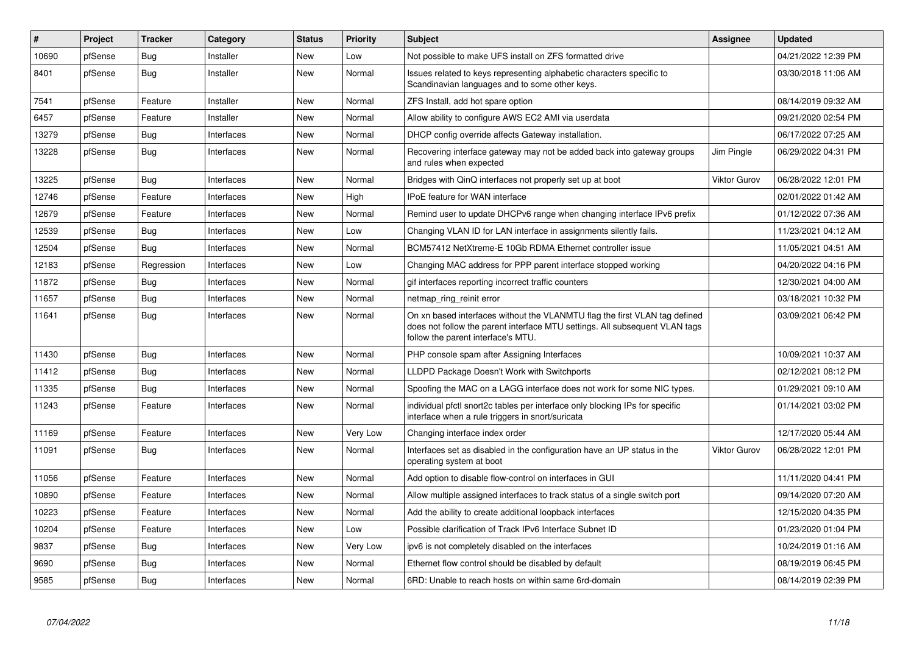| # | Project | Tracker | Category | Status | Priority | Subject | Assignee | Updated |
|---|---|---|---|---|---|---|---|---|
| 10690 | pfSense | Bug | Installer | New | Low | Not possible to make UFS install on ZFS formatted drive | | 04/21/2022 12:39 PM |
| 8401 | pfSense | Bug | Installer | New | Normal | Issues related to keys representing alphabetic characters specific to Scandinavian languages and to some other keys. | | 03/30/2018 11:06 AM |
| 7541 | pfSense | Feature | Installer | New | Normal | ZFS Install, add hot spare option | | 08/14/2019 09:32 AM |
| 6457 | pfSense | Feature | Installer | New | Normal | Allow ability to configure AWS EC2 AMI via userdata | | 09/21/2020 02:54 PM |
| 13279 | pfSense | Bug | Interfaces | New | Normal | DHCP config override affects Gateway installation. | | 06/17/2022 07:25 AM |
| 13228 | pfSense | Bug | Interfaces | New | Normal | Recovering interface gateway may not be added back into gateway groups and rules when expected | Jim Pingle | 06/29/2022 04:31 PM |
| 13225 | pfSense | Bug | Interfaces | New | Normal | Bridges with QinQ interfaces not properly set up at boot | Viktor Gurov | 06/28/2022 12:01 PM |
| 12746 | pfSense | Feature | Interfaces | New | High | IPoE feature for WAN interface | | 02/01/2022 01:42 AM |
| 12679 | pfSense | Feature | Interfaces | New | Normal | Remind user to update DHCPv6 range when changing interface IPv6 prefix | | 01/12/2022 07:36 AM |
| 12539 | pfSense | Bug | Interfaces | New | Low | Changing VLAN ID for LAN interface in assignments silently fails. | | 11/23/2021 04:12 AM |
| 12504 | pfSense | Bug | Interfaces | New | Normal | BCM57412 NetXtreme-E 10Gb RDMA Ethernet controller issue | | 11/05/2021 04:51 AM |
| 12183 | pfSense | Regression | Interfaces | New | Low | Changing MAC address for PPP parent interface stopped working | | 04/20/2022 04:16 PM |
| 11872 | pfSense | Bug | Interfaces | New | Normal | gif interfaces reporting incorrect traffic counters | | 12/30/2021 04:00 AM |
| 11657 | pfSense | Bug | Interfaces | New | Normal | netmap_ring_reinit error | | 03/18/2021 10:32 PM |
| 11641 | pfSense | Bug | Interfaces | New | Normal | On xn based interfaces without the VLANMTU flag the first VLAN tag defined does not follow the parent interface MTU settings. All subsequent VLAN tags follow the parent interface's MTU. | | 03/09/2021 06:42 PM |
| 11430 | pfSense | Bug | Interfaces | New | Normal | PHP console spam after Assigning Interfaces | | 10/09/2021 10:37 AM |
| 11412 | pfSense | Bug | Interfaces | New | Normal | LLDPD Package Doesn't Work with Switchports | | 02/12/2021 08:12 PM |
| 11335 | pfSense | Bug | Interfaces | New | Normal | Spoofing the MAC on a LAGG interface does not work for some NIC types. | | 01/29/2021 09:10 AM |
| 11243 | pfSense | Feature | Interfaces | New | Normal | individual pfctl snort2c tables per interface only blocking IPs for specific interface when a rule triggers in snort/suricata | | 01/14/2021 03:02 PM |
| 11169 | pfSense | Feature | Interfaces | New | Very Low | Changing interface index order | | 12/17/2020 05:44 AM |
| 11091 | pfSense | Bug | Interfaces | New | Normal | Interfaces set as disabled in the configuration have an UP status in the operating system at boot | Viktor Gurov | 06/28/2022 12:01 PM |
| 11056 | pfSense | Feature | Interfaces | New | Normal | Add option to disable flow-control on interfaces in GUI | | 11/11/2020 04:41 PM |
| 10890 | pfSense | Feature | Interfaces | New | Normal | Allow multiple assigned interfaces to track status of a single switch port | | 09/14/2020 07:20 AM |
| 10223 | pfSense | Feature | Interfaces | New | Normal | Add the ability to create additional loopback interfaces | | 12/15/2020 04:35 PM |
| 10204 | pfSense | Feature | Interfaces | New | Low | Possible clarification of Track IPv6 Interface Subnet ID | | 01/23/2020 01:04 PM |
| 9837 | pfSense | Bug | Interfaces | New | Very Low | ipv6 is not completely disabled on the interfaces | | 10/24/2019 01:16 AM |
| 9690 | pfSense | Bug | Interfaces | New | Normal | Ethernet flow control should be disabled by default | | 08/19/2019 06:45 PM |
| 9585 | pfSense | Bug | Interfaces | New | Normal | 6RD: Unable to reach hosts on within same 6rd-domain | | 08/14/2019 02:39 PM |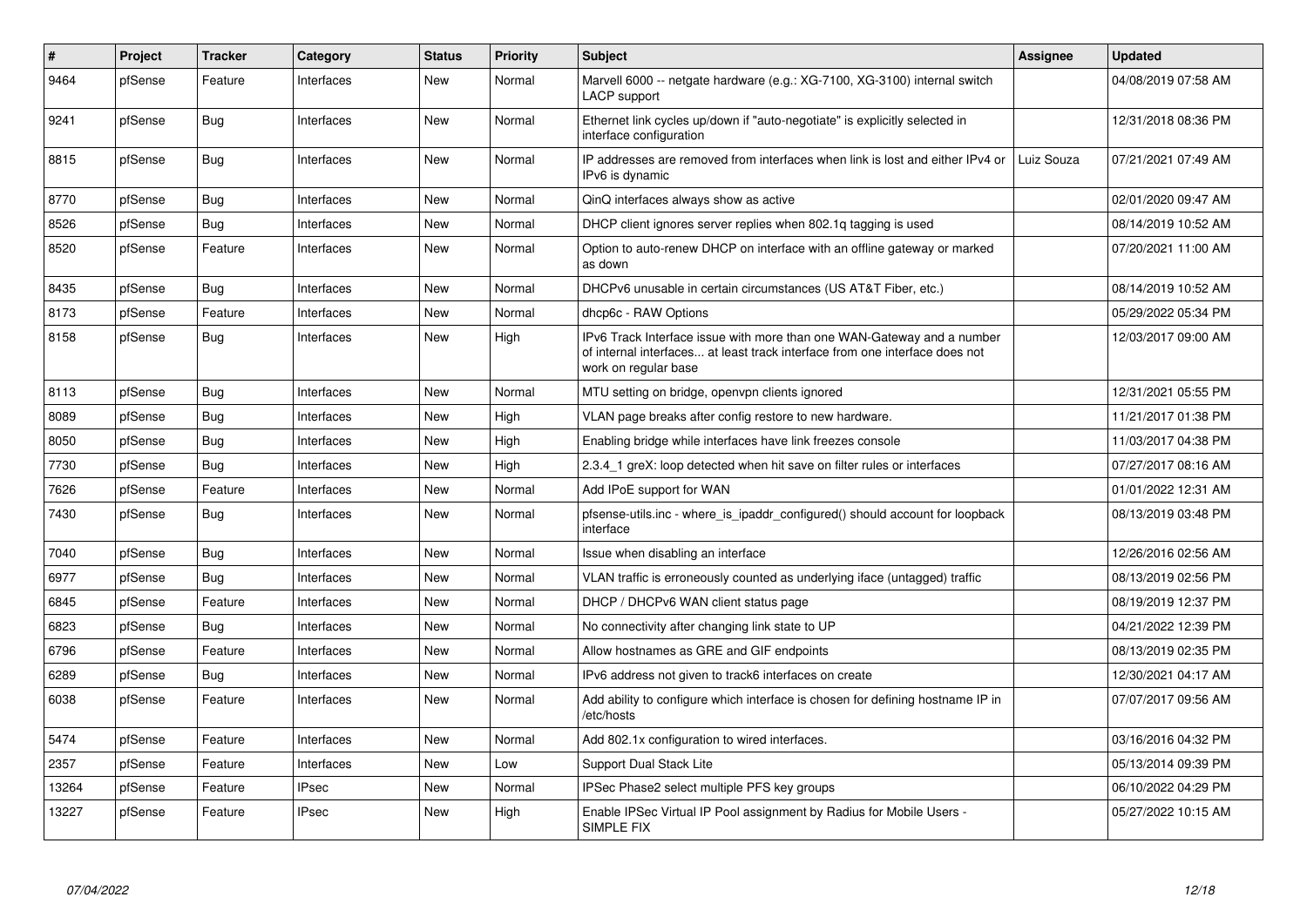| # | Project | Tracker | Category | Status | Priority | Subject | Assignee | Updated |
|---|---|---|---|---|---|---|---|---|
| 9464 | pfSense | Feature | Interfaces | New | Normal | Marvell 6000 -- netgate hardware (e.g.: XG-7100, XG-3100) internal switch LACP support | | 04/08/2019 07:58 AM |
| 9241 | pfSense | Bug | Interfaces | New | Normal | Ethernet link cycles up/down if "auto-negotiate" is explicitly selected in interface configuration | | 12/31/2018 08:36 PM |
| 8815 | pfSense | Bug | Interfaces | New | Normal | IP addresses are removed from interfaces when link is lost and either IPv4 or IPv6 is dynamic | Luiz Souza | 07/21/2021 07:49 AM |
| 8770 | pfSense | Bug | Interfaces | New | Normal | QinQ interfaces always show as active | | 02/01/2020 09:47 AM |
| 8526 | pfSense | Bug | Interfaces | New | Normal | DHCP client ignores server replies when 802.1q tagging is used | | 08/14/2019 10:52 AM |
| 8520 | pfSense | Feature | Interfaces | New | Normal | Option to auto-renew DHCP on interface with an offline gateway or marked as down | | 07/20/2021 11:00 AM |
| 8435 | pfSense | Bug | Interfaces | New | Normal | DHCPv6 unusable in certain circumstances (US AT&T Fiber, etc.) | | 08/14/2019 10:52 AM |
| 8173 | pfSense | Feature | Interfaces | New | Normal | dhcp6c - RAW Options | | 05/29/2022 05:34 PM |
| 8158 | pfSense | Bug | Interfaces | New | High | IPv6 Track Interface issue with more than one WAN-Gateway and a number of internal interfaces... at least track interface from one interface does not work on regular base | | 12/03/2017 09:00 AM |
| 8113 | pfSense | Bug | Interfaces | New | Normal | MTU setting on bridge, openvpn clients ignored | | 12/31/2021 05:55 PM |
| 8089 | pfSense | Bug | Interfaces | New | High | VLAN page breaks after config restore to new hardware. | | 11/21/2017 01:38 PM |
| 8050 | pfSense | Bug | Interfaces | New | High | Enabling bridge while interfaces have link freezes console | | 11/03/2017 04:38 PM |
| 7730 | pfSense | Bug | Interfaces | New | High | 2.3.4_1 greX: loop detected when hit save on filter rules or interfaces | | 07/27/2017 08:16 AM |
| 7626 | pfSense | Feature | Interfaces | New | Normal | Add IPoE support for WAN | | 01/01/2022 12:31 AM |
| 7430 | pfSense | Bug | Interfaces | New | Normal | pfsense-utils.inc - where_is_ipaddr_configured() should account for loopback interface | | 08/13/2019 03:48 PM |
| 7040 | pfSense | Bug | Interfaces | New | Normal | Issue when disabling an interface | | 12/26/2016 02:56 AM |
| 6977 | pfSense | Bug | Interfaces | New | Normal | VLAN traffic is erroneously counted as underlying iface (untagged) traffic | | 08/13/2019 02:56 PM |
| 6845 | pfSense | Feature | Interfaces | New | Normal | DHCP / DHCPv6 WAN client status page | | 08/19/2019 12:37 PM |
| 6823 | pfSense | Bug | Interfaces | New | Normal | No connectivity after changing link state to UP | | 04/21/2022 12:39 PM |
| 6796 | pfSense | Feature | Interfaces | New | Normal | Allow hostnames as GRE and GIF endpoints | | 08/13/2019 02:35 PM |
| 6289 | pfSense | Bug | Interfaces | New | Normal | IPv6 address not given to track6 interfaces on create | | 12/30/2021 04:17 AM |
| 6038 | pfSense | Feature | Interfaces | New | Normal | Add ability to configure which interface is chosen for defining hostname IP in /etc/hosts | | 07/07/2017 09:56 AM |
| 5474 | pfSense | Feature | Interfaces | New | Normal | Add 802.1x configuration to wired interfaces. | | 03/16/2016 04:32 PM |
| 2357 | pfSense | Feature | Interfaces | New | Low | Support Dual Stack Lite | | 05/13/2014 09:39 PM |
| 13264 | pfSense | Feature | IPsec | New | Normal | IPSec Phase2 select multiple PFS key groups | | 06/10/2022 04:29 PM |
| 13227 | pfSense | Feature | IPsec | New | High | Enable IPSec Virtual IP Pool assignment by Radius for Mobile Users - SIMPLE FIX | | 05/27/2022 10:15 AM |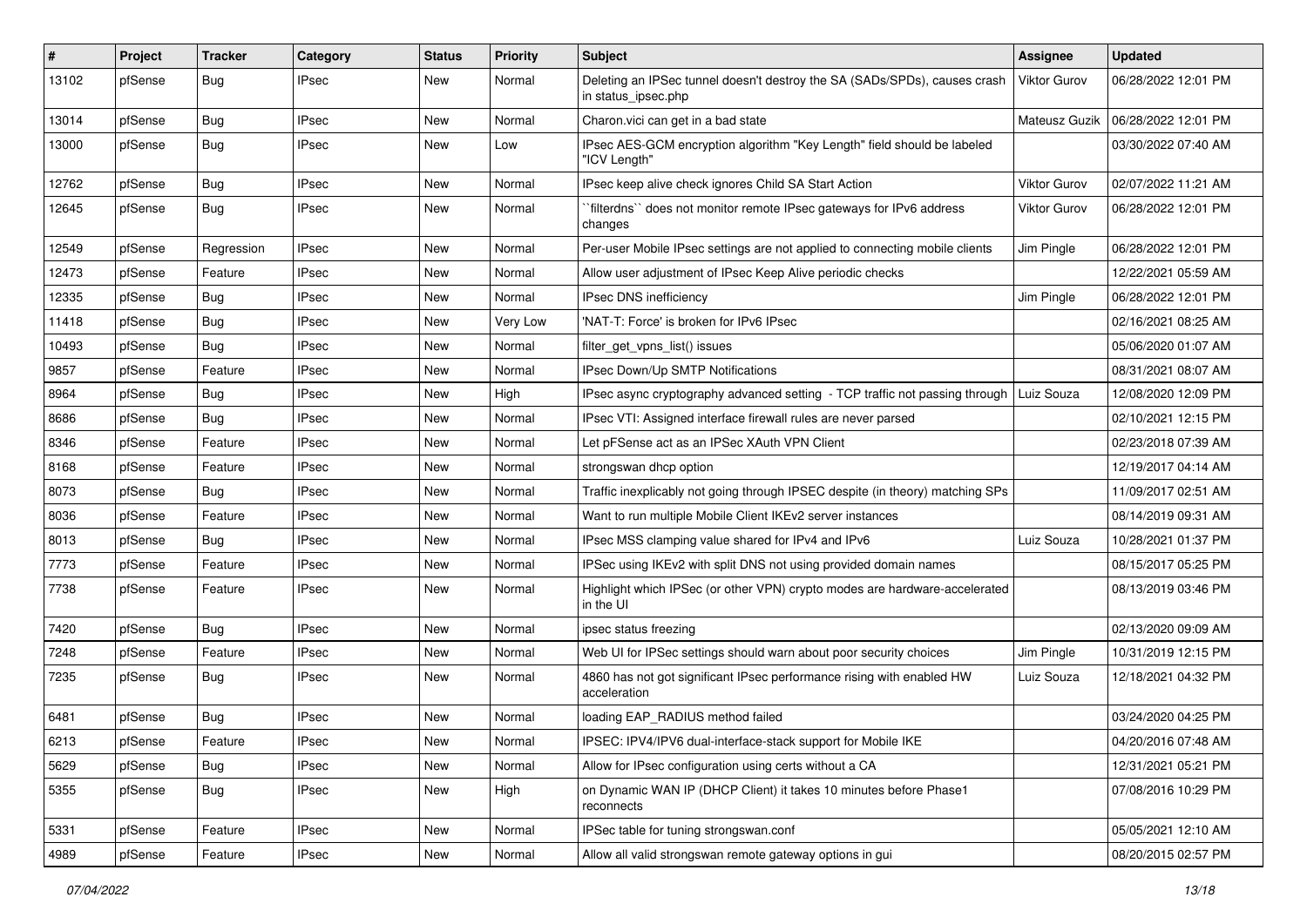| # | Project | Tracker | Category | Status | Priority | Subject | Assignee | Updated |
| --- | --- | --- | --- | --- | --- | --- | --- | --- |
| 13102 | pfSense | Bug | IPsec | New | Normal | Deleting an IPSec tunnel doesn't destroy the SA (SADs/SPDs), causes crash in status_ipsec.php | Viktor Gurov | 06/28/2022 12:01 PM |
| 13014 | pfSense | Bug | IPsec | New | Normal | Charon.vici can get in a bad state | Mateusz Guzik | 06/28/2022 12:01 PM |
| 13000 | pfSense | Bug | IPsec | New | Low | IPsec AES-GCM encryption algorithm "Key Length" field should be labeled "ICV Length" | | 03/30/2022 07:40 AM |
| 12762 | pfSense | Bug | IPsec | New | Normal | IPsec keep alive check ignores Child SA Start Action | Viktor Gurov | 02/07/2022 11:21 AM |
| 12645 | pfSense | Bug | IPsec | New | Normal | ``filterdns`` does not monitor remote IPsec gateways for IPv6 address changes | Viktor Gurov | 06/28/2022 12:01 PM |
| 12549 | pfSense | Regression | IPsec | New | Normal | Per-user Mobile IPsec settings are not applied to connecting mobile clients | Jim Pingle | 06/28/2022 12:01 PM |
| 12473 | pfSense | Feature | IPsec | New | Normal | Allow user adjustment of IPsec Keep Alive periodic checks | | 12/22/2021 05:59 AM |
| 12335 | pfSense | Bug | IPsec | New | Normal | IPsec DNS inefficiency | Jim Pingle | 06/28/2022 12:01 PM |
| 11418 | pfSense | Bug | IPsec | New | Very Low | 'NAT-T: Force' is broken for IPv6 IPsec | | 02/16/2021 08:25 AM |
| 10493 | pfSense | Bug | IPsec | New | Normal | filter_get_vpns_list() issues | | 05/06/2020 01:07 AM |
| 9857 | pfSense | Feature | IPsec | New | Normal | IPsec Down/Up SMTP Notifications | | 08/31/2021 08:07 AM |
| 8964 | pfSense | Bug | IPsec | New | High | IPsec async cryptography advanced setting - TCP traffic not passing through | Luiz Souza | 12/08/2020 12:09 PM |
| 8686 | pfSense | Bug | IPsec | New | Normal | IPsec VTI: Assigned interface firewall rules are never parsed | | 02/10/2021 12:15 PM |
| 8346 | pfSense | Feature | IPsec | New | Normal | Let pFSense act as an IPSec XAuth VPN Client | | 02/23/2018 07:39 AM |
| 8168 | pfSense | Feature | IPsec | New | Normal | strongswan dhcp option | | 12/19/2017 04:14 AM |
| 8073 | pfSense | Bug | IPsec | New | Normal | Traffic inexplicably not going through IPSEC despite (in theory) matching SPs | | 11/09/2017 02:51 AM |
| 8036 | pfSense | Feature | IPsec | New | Normal | Want to run multiple Mobile Client IKEv2 server instances | | 08/14/2019 09:31 AM |
| 8013 | pfSense | Bug | IPsec | New | Normal | IPsec MSS clamping value shared for IPv4 and IPv6 | Luiz Souza | 10/28/2021 01:37 PM |
| 7773 | pfSense | Feature | IPsec | New | Normal | IPSec using IKEv2 with split DNS not using provided domain names | | 08/15/2017 05:25 PM |
| 7738 | pfSense | Feature | IPsec | New | Normal | Highlight which IPSec (or other VPN) crypto modes are hardware-accelerated in the UI | | 08/13/2019 03:46 PM |
| 7420 | pfSense | Bug | IPsec | New | Normal | ipsec status freezing | | 02/13/2020 09:09 AM |
| 7248 | pfSense | Feature | IPsec | New | Normal | Web UI for IPSec settings should warn about poor security choices | Jim Pingle | 10/31/2019 12:15 PM |
| 7235 | pfSense | Bug | IPsec | New | Normal | 4860 has not got significant IPsec performance rising with enabled HW acceleration | Luiz Souza | 12/18/2021 04:32 PM |
| 6481 | pfSense | Bug | IPsec | New | Normal | loading EAP_RADIUS method failed | | 03/24/2020 04:25 PM |
| 6213 | pfSense | Feature | IPsec | New | Normal | IPSEC: IPV4/IPV6 dual-interface-stack support for Mobile IKE | | 04/20/2016 07:48 AM |
| 5629 | pfSense | Bug | IPsec | New | Normal | Allow for IPsec configuration using certs without a CA | | 12/31/2021 05:21 PM |
| 5355 | pfSense | Bug | IPsec | New | High | on Dynamic WAN IP (DHCP Client) it takes 10 minutes before Phase1 reconnects | | 07/08/2016 10:29 PM |
| 5331 | pfSense | Feature | IPsec | New | Normal | IPSec table for tuning strongswan.conf | | 05/05/2021 12:10 AM |
| 4989 | pfSense | Feature | IPsec | New | Normal | Allow all valid strongswan remote gateway options in gui | | 08/20/2015 02:57 PM |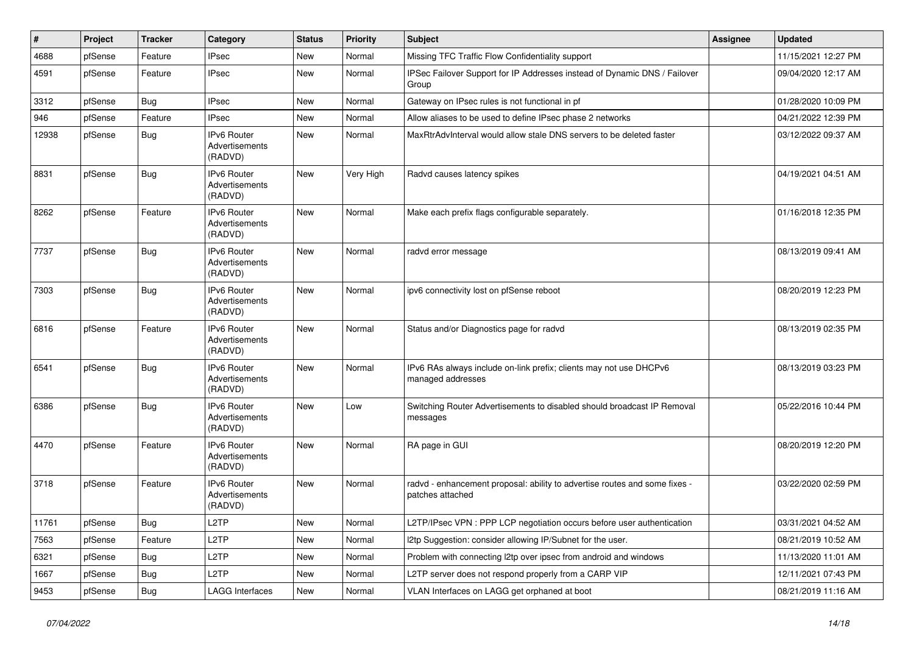| # | Project | Tracker | Category | Status | Priority | Subject | Assignee | Updated |
|---|---|---|---|---|---|---|---|---|
| 4688 | pfSense | Feature | IPsec | New | Normal | Missing TFC Traffic Flow Confidentiality support | | 11/15/2021 12:27 PM |
| 4591 | pfSense | Feature | IPsec | New | Normal | IPSec Failover Support for IP Addresses instead of Dynamic DNS / Failover Group | | 09/04/2020 12:17 AM |
| 3312 | pfSense | Bug | IPsec | New | Normal | Gateway on IPsec rules is not functional in pf | | 01/28/2020 10:09 PM |
| 946 | pfSense | Feature | IPsec | New | Normal | Allow aliases to be used to define IPsec phase 2 networks | | 04/21/2022 12:39 PM |
| 12938 | pfSense | Bug | IPv6 Router Advertisements (RADVD) | New | Normal | MaxRtrAdvInterval would allow stale DNS servers to be deleted faster | | 03/12/2022 09:37 AM |
| 8831 | pfSense | Bug | IPv6 Router Advertisements (RADVD) | New | Very High | Radvd causes latency spikes | | 04/19/2021 04:51 AM |
| 8262 | pfSense | Feature | IPv6 Router Advertisements (RADVD) | New | Normal | Make each prefix flags configurable separately. | | 01/16/2018 12:35 PM |
| 7737 | pfSense | Bug | IPv6 Router Advertisements (RADVD) | New | Normal | radvd error message | | 08/13/2019 09:41 AM |
| 7303 | pfSense | Bug | IPv6 Router Advertisements (RADVD) | New | Normal | ipv6 connectivity lost on pfSense reboot | | 08/20/2019 12:23 PM |
| 6816 | pfSense | Feature | IPv6 Router Advertisements (RADVD) | New | Normal | Status and/or Diagnostics page for radvd | | 08/13/2019 02:35 PM |
| 6541 | pfSense | Bug | IPv6 Router Advertisements (RADVD) | New | Normal | IPv6 RAs always include on-link prefix; clients may not use DHCPv6 managed addresses | | 08/13/2019 03:23 PM |
| 6386 | pfSense | Bug | IPv6 Router Advertisements (RADVD) | New | Low | Switching Router Advertisements to disabled should broadcast IP Removal messages | | 05/22/2016 10:44 PM |
| 4470 | pfSense | Feature | IPv6 Router Advertisements (RADVD) | New | Normal | RA page in GUI | | 08/20/2019 12:20 PM |
| 3718 | pfSense | Feature | IPv6 Router Advertisements (RADVD) | New | Normal | radvd - enhancement proposal: ability to advertise routes and some fixes - patches attached | | 03/22/2020 02:59 PM |
| 11761 | pfSense | Bug | L2TP | New | Normal | L2TP/IPsec VPN : PPP LCP negotiation occurs before user authentication | | 03/31/2021 04:52 AM |
| 7563 | pfSense | Feature | L2TP | New | Normal | l2tp Suggestion: consider allowing IP/Subnet for the user. | | 08/21/2019 10:52 AM |
| 6321 | pfSense | Bug | L2TP | New | Normal | Problem with connecting l2tp over ipsec from android and windows | | 11/13/2020 11:01 AM |
| 1667 | pfSense | Bug | L2TP | New | Normal | L2TP server does not respond properly from a CARP VIP | | 12/11/2021 07:43 PM |
| 9453 | pfSense | Bug | LAGG Interfaces | New | Normal | VLAN Interfaces on LAGG get orphaned at boot | | 08/21/2019 11:16 AM |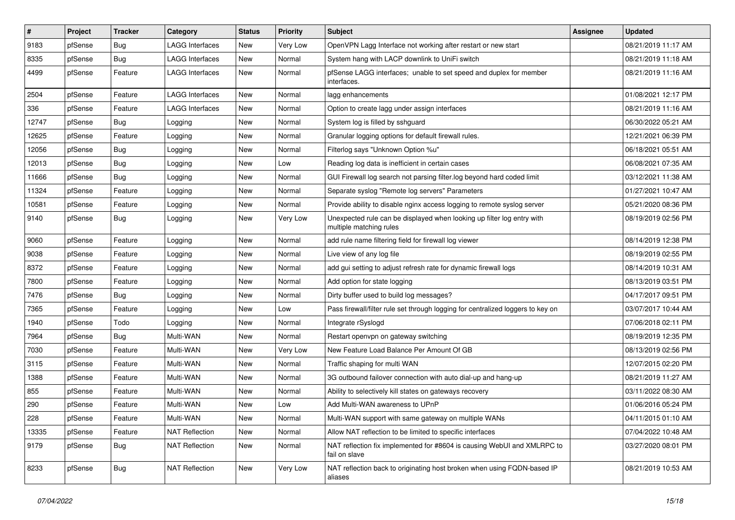| # | Project | Tracker | Category | Status | Priority | Subject | Assignee | Updated |
|---|---|---|---|---|---|---|---|---|
| 9183 | pfSense | Bug | LAGG Interfaces | New | Very Low | OpenVPN Lagg Interface not working after restart or new start | | 08/21/2019 11:17 AM |
| 8335 | pfSense | Bug | LAGG Interfaces | New | Normal | System hang with LACP downlink to UniFi switch | | 08/21/2019 11:18 AM |
| 4499 | pfSense | Feature | LAGG Interfaces | New | Normal | pfSense LAGG interfaces; unable to set speed and duplex for member interfaces. | | 08/21/2019 11:16 AM |
| 2504 | pfSense | Feature | LAGG Interfaces | New | Normal | lagg enhancements | | 01/08/2021 12:17 PM |
| 336 | pfSense | Feature | LAGG Interfaces | New | Normal | Option to create lagg under assign interfaces | | 08/21/2019 11:16 AM |
| 12747 | pfSense | Bug | Logging | New | Normal | System log is filled by sshguard | | 06/30/2022 05:21 AM |
| 12625 | pfSense | Feature | Logging | New | Normal | Granular logging options for default firewall rules. | | 12/21/2021 06:39 PM |
| 12056 | pfSense | Bug | Logging | New | Normal | Filterlog says "Unknown Option %u" | | 06/18/2021 05:51 AM |
| 12013 | pfSense | Bug | Logging | New | Low | Reading log data is inefficient in certain cases | | 06/08/2021 07:35 AM |
| 11666 | pfSense | Bug | Logging | New | Normal | GUI Firewall log search not parsing filter.log beyond hard coded limit | | 03/12/2021 11:38 AM |
| 11324 | pfSense | Feature | Logging | New | Normal | Separate syslog "Remote log servers" Parameters | | 01/27/2021 10:47 AM |
| 10581 | pfSense | Feature | Logging | New | Normal | Provide ability to disable nginx access logging to remote syslog server | | 05/21/2020 08:36 PM |
| 9140 | pfSense | Bug | Logging | New | Very Low | Unexpected rule can be displayed when looking up filter log entry with multiple matching rules | | 08/19/2019 02:56 PM |
| 9060 | pfSense | Feature | Logging | New | Normal | add rule name filtering field for firewall log viewer | | 08/14/2019 12:38 PM |
| 9038 | pfSense | Feature | Logging | New | Normal | Live view of any log file | | 08/19/2019 02:55 PM |
| 8372 | pfSense | Feature | Logging | New | Normal | add gui setting to adjust refresh rate for dynamic firewall logs | | 08/14/2019 10:31 AM |
| 7800 | pfSense | Feature | Logging | New | Normal | Add option for state logging | | 08/13/2019 03:51 PM |
| 7476 | pfSense | Bug | Logging | New | Normal | Dirty buffer used to build log messages? | | 04/17/2017 09:51 PM |
| 7365 | pfSense | Feature | Logging | New | Low | Pass firewall/filter rule set through logging for centralized loggers to key on | | 03/07/2017 10:44 AM |
| 1940 | pfSense | Todo | Logging | New | Normal | Integrate rSyslogd | | 07/06/2018 02:11 PM |
| 7964 | pfSense | Bug | Multi-WAN | New | Normal | Restart openvpn on gateway switching | | 08/19/2019 12:35 PM |
| 7030 | pfSense | Feature | Multi-WAN | New | Very Low | New Feature Load Balance Per Amount Of GB | | 08/13/2019 02:56 PM |
| 3115 | pfSense | Feature | Multi-WAN | New | Normal | Traffic shaping for multi WAN | | 12/07/2015 02:20 PM |
| 1388 | pfSense | Feature | Multi-WAN | New | Normal | 3G outbound failover connection with auto dial-up and hang-up | | 08/21/2019 11:27 AM |
| 855 | pfSense | Feature | Multi-WAN | New | Normal | Ability to selectively kill states on gateways recovery | | 03/11/2022 08:30 AM |
| 290 | pfSense | Feature | Multi-WAN | New | Low | Add Multi-WAN awareness to UPnP | | 01/06/2016 05:24 PM |
| 228 | pfSense | Feature | Multi-WAN | New | Normal | Multi-WAN support with same gateway on multiple WANs | | 04/11/2015 01:10 AM |
| 13335 | pfSense | Feature | NAT Reflection | New | Normal | Allow NAT reflection to be limited to specific interfaces | | 07/04/2022 10:48 AM |
| 9179 | pfSense | Bug | NAT Reflection | New | Normal | NAT reflection fix implemented for #8604 is causing WebUI and XMLRPC to fail on slave | | 03/27/2020 08:01 PM |
| 8233 | pfSense | Bug | NAT Reflection | New | Very Low | NAT reflection back to originating host broken when using FQDN-based IP aliases | | 08/21/2019 10:53 AM |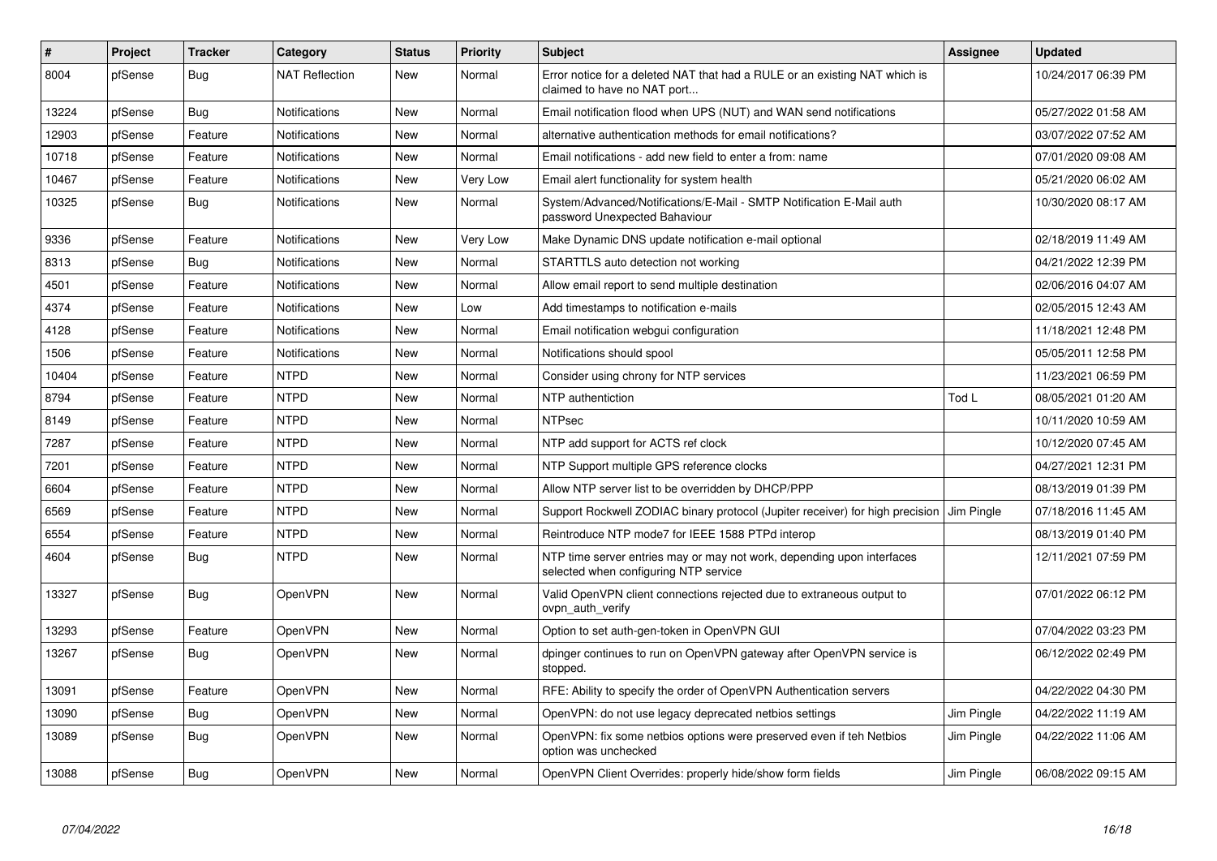| # | Project | Tracker | Category | Status | Priority | Subject | Assignee | Updated |
|---|---|---|---|---|---|---|---|---|
| 8004 | pfSense | Bug | NAT Reflection | New | Normal | Error notice for a deleted NAT that had a RULE or an existing NAT which is claimed to have no NAT port... | | 10/24/2017 06:39 PM |
| 13224 | pfSense | Bug | Notifications | New | Normal | Email notification flood when UPS (NUT) and WAN send notifications | | 05/27/2022 01:58 AM |
| 12903 | pfSense | Feature | Notifications | New | Normal | alternative authentication methods for email notifications? | | 03/07/2022 07:52 AM |
| 10718 | pfSense | Feature | Notifications | New | Normal | Email notifications - add new field to enter a from: name | | 07/01/2020 09:08 AM |
| 10467 | pfSense | Feature | Notifications | New | Very Low | Email alert functionality for system health | | 05/21/2020 06:02 AM |
| 10325 | pfSense | Bug | Notifications | New | Normal | System/Advanced/Notifications/E-Mail - SMTP Notification E-Mail auth password Unexpected Bahaviour | | 10/30/2020 08:17 AM |
| 9336 | pfSense | Feature | Notifications | New | Very Low | Make Dynamic DNS update notification e-mail optional | | 02/18/2019 11:49 AM |
| 8313 | pfSense | Bug | Notifications | New | Normal | STARTTLS auto detection not working | | 04/21/2022 12:39 PM |
| 4501 | pfSense | Feature | Notifications | New | Normal | Allow email report to send multiple destination | | 02/06/2016 04:07 AM |
| 4374 | pfSense | Feature | Notifications | New | Low | Add timestamps to notification e-mails | | 02/05/2015 12:43 AM |
| 4128 | pfSense | Feature | Notifications | New | Normal | Email notification webgui configuration | | 11/18/2021 12:48 PM |
| 1506 | pfSense | Feature | Notifications | New | Normal | Notifications should spool | | 05/05/2011 12:58 PM |
| 10404 | pfSense | Feature | NTPD | New | Normal | Consider using chrony for NTP services | | 11/23/2021 06:59 PM |
| 8794 | pfSense | Feature | NTPD | New | Normal | NTP authentiction | Tod L | 08/05/2021 01:20 AM |
| 8149 | pfSense | Feature | NTPD | New | Normal | NTPsec | | 10/11/2020 10:59 AM |
| 7287 | pfSense | Feature | NTPD | New | Normal | NTP add support for ACTS ref clock | | 10/12/2020 07:45 AM |
| 7201 | pfSense | Feature | NTPD | New | Normal | NTP Support multiple GPS reference clocks | | 04/27/2021 12:31 PM |
| 6604 | pfSense | Feature | NTPD | New | Normal | Allow NTP server list to be overridden by DHCP/PPP | | 08/13/2019 01:39 PM |
| 6569 | pfSense | Feature | NTPD | New | Normal | Support Rockwell ZODIAC binary protocol (Jupiter receiver) for high precision | Jim Pingle | 07/18/2016 11:45 AM |
| 6554 | pfSense | Feature | NTPD | New | Normal | Reintroduce NTP mode7 for IEEE 1588 PTPd interop | | 08/13/2019 01:40 PM |
| 4604 | pfSense | Bug | NTPD | New | Normal | NTP time server entries may or may not work, depending upon interfaces selected when configuring NTP service | | 12/11/2021 07:59 PM |
| 13327 | pfSense | Bug | OpenVPN | New | Normal | Valid OpenVPN client connections rejected due to extraneous output to ovpn_auth_verify | | 07/01/2022 06:12 PM |
| 13293 | pfSense | Feature | OpenVPN | New | Normal | Option to set auth-gen-token in OpenVPN GUI | | 07/04/2022 03:23 PM |
| 13267 | pfSense | Bug | OpenVPN | New | Normal | dpinger continues to run on OpenVPN gateway after OpenVPN service is stopped. | | 06/12/2022 02:49 PM |
| 13091 | pfSense | Feature | OpenVPN | New | Normal | RFE: Ability to specify the order of OpenVPN Authentication servers | | 04/22/2022 04:30 PM |
| 13090 | pfSense | Bug | OpenVPN | New | Normal | OpenVPN: do not use legacy deprecated netbios settings | Jim Pingle | 04/22/2022 11:19 AM |
| 13089 | pfSense | Bug | OpenVPN | New | Normal | OpenVPN: fix some netbios options were preserved even if teh Netbios option was unchecked | Jim Pingle | 04/22/2022 11:06 AM |
| 13088 | pfSense | Bug | OpenVPN | New | Normal | OpenVPN Client Overrides: properly hide/show form fields | Jim Pingle | 06/08/2022 09:15 AM |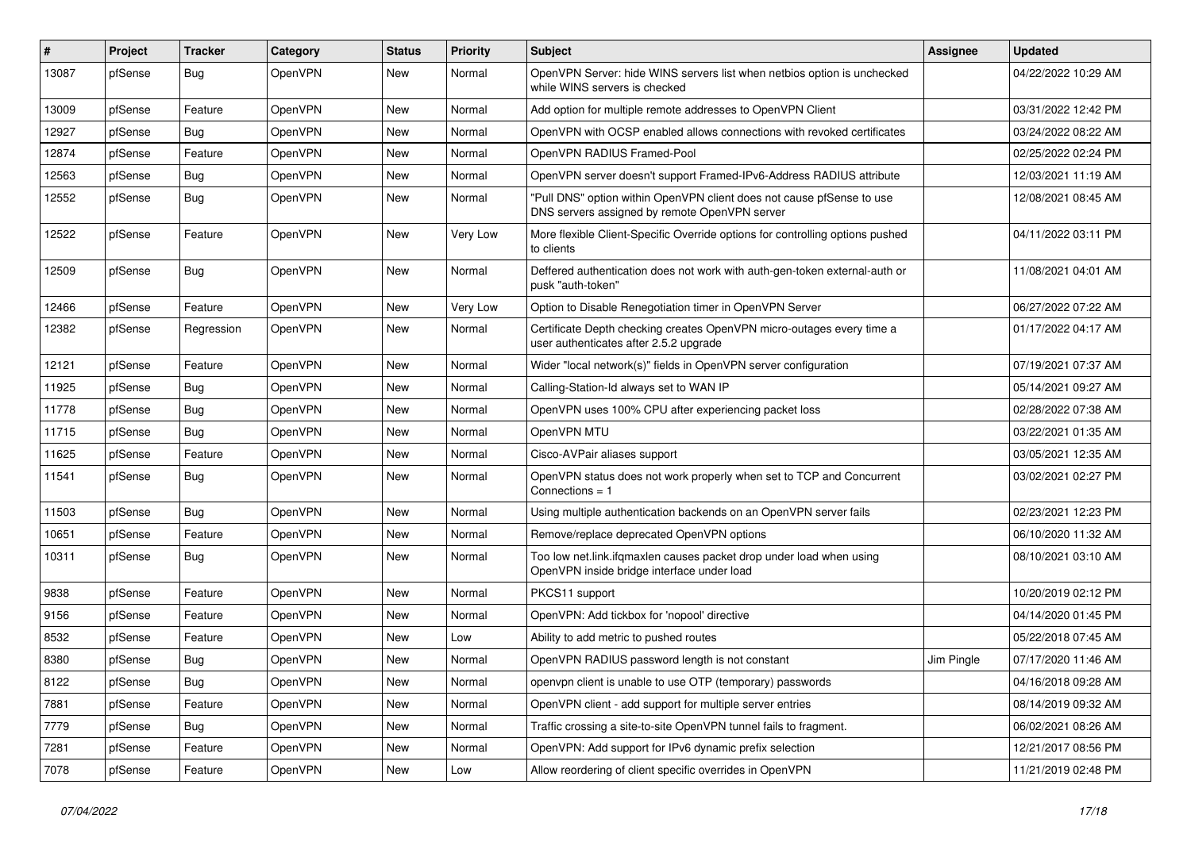| # | Project | Tracker | Category | Status | Priority | Subject | Assignee | Updated |
|---|---|---|---|---|---|---|---|---|
| 13087 | pfSense | Bug | OpenVPN | New | Normal | OpenVPN Server: hide WINS servers list when netbios option is unchecked while WINS servers is checked | | 04/22/2022 10:29 AM |
| 13009 | pfSense | Feature | OpenVPN | New | Normal | Add option for multiple remote addresses to OpenVPN Client | | 03/31/2022 12:42 PM |
| 12927 | pfSense | Bug | OpenVPN | New | Normal | OpenVPN with OCSP enabled allows connections with revoked certificates | | 03/24/2022 08:22 AM |
| 12874 | pfSense | Feature | OpenVPN | New | Normal | OpenVPN RADIUS Framed-Pool | | 02/25/2022 02:24 PM |
| 12563 | pfSense | Bug | OpenVPN | New | Normal | OpenVPN server doesn't support Framed-IPv6-Address RADIUS attribute | | 12/03/2021 11:19 AM |
| 12552 | pfSense | Bug | OpenVPN | New | Normal | "Pull DNS" option within OpenVPN client does not cause pfSense to use DNS servers assigned by remote OpenVPN server | | 12/08/2021 08:45 AM |
| 12522 | pfSense | Feature | OpenVPN | New | Very Low | More flexible Client-Specific Override options for controlling options pushed to clients | | 04/11/2022 03:11 PM |
| 12509 | pfSense | Bug | OpenVPN | New | Normal | Deffered authentication does not work with auth-gen-token external-auth or pusk "auth-token" | | 11/08/2021 04:01 AM |
| 12466 | pfSense | Feature | OpenVPN | New | Very Low | Option to Disable Renegotiation timer in OpenVPN Server | | 06/27/2022 07:22 AM |
| 12382 | pfSense | Regression | OpenVPN | New | Normal | Certificate Depth checking creates OpenVPN micro-outages every time a user authenticates after 2.5.2 upgrade | | 01/17/2022 04:17 AM |
| 12121 | pfSense | Feature | OpenVPN | New | Normal | Wider "local network(s)" fields in OpenVPN server configuration | | 07/19/2021 07:37 AM |
| 11925 | pfSense | Bug | OpenVPN | New | Normal | Calling-Station-Id always set to WAN IP | | 05/14/2021 09:27 AM |
| 11778 | pfSense | Bug | OpenVPN | New | Normal | OpenVPN uses 100% CPU after experiencing packet loss | | 02/28/2022 07:38 AM |
| 11715 | pfSense | Bug | OpenVPN | New | Normal | OpenVPN MTU | | 03/22/2021 01:35 AM |
| 11625 | pfSense | Feature | OpenVPN | New | Normal | Cisco-AVPair aliases support | | 03/05/2021 12:35 AM |
| 11541 | pfSense | Bug | OpenVPN | New | Normal | OpenVPN status does not work properly when set to TCP and Concurrent Connections = 1 | | 03/02/2021 02:27 PM |
| 11503 | pfSense | Bug | OpenVPN | New | Normal | Using multiple authentication backends on an OpenVPN server fails | | 02/23/2021 12:23 PM |
| 10651 | pfSense | Feature | OpenVPN | New | Normal | Remove/replace deprecated OpenVPN options | | 06/10/2020 11:32 AM |
| 10311 | pfSense | Bug | OpenVPN | New | Normal | Too low net.link.ifqmaxlen causes packet drop under load when using OpenVPN inside bridge interface under load | | 08/10/2021 03:10 AM |
| 9838 | pfSense | Feature | OpenVPN | New | Normal | PKCS11 support | | 10/20/2019 02:12 PM |
| 9156 | pfSense | Feature | OpenVPN | New | Normal | OpenVPN: Add tickbox for 'nopool' directive | | 04/14/2020 01:45 PM |
| 8532 | pfSense | Feature | OpenVPN | New | Low | Ability to add metric to pushed routes | | 05/22/2018 07:45 AM |
| 8380 | pfSense | Bug | OpenVPN | New | Normal | OpenVPN RADIUS password length is not constant | Jim Pingle | 07/17/2020 11:46 AM |
| 8122 | pfSense | Bug | OpenVPN | New | Normal | openvpn client is unable to use OTP (temporary) passwords | | 04/16/2018 09:28 AM |
| 7881 | pfSense | Feature | OpenVPN | New | Normal | OpenVPN client - add support for multiple server entries | | 08/14/2019 09:32 AM |
| 7779 | pfSense | Bug | OpenVPN | New | Normal | Traffic crossing a site-to-site OpenVPN tunnel fails to fragment. | | 06/02/2021 08:26 AM |
| 7281 | pfSense | Feature | OpenVPN | New | Normal | OpenVPN: Add support for IPv6 dynamic prefix selection | | 12/21/2017 08:56 PM |
| 7078 | pfSense | Feature | OpenVPN | New | Low | Allow reordering of client specific overrides in OpenVPN | | 11/21/2019 02:48 PM |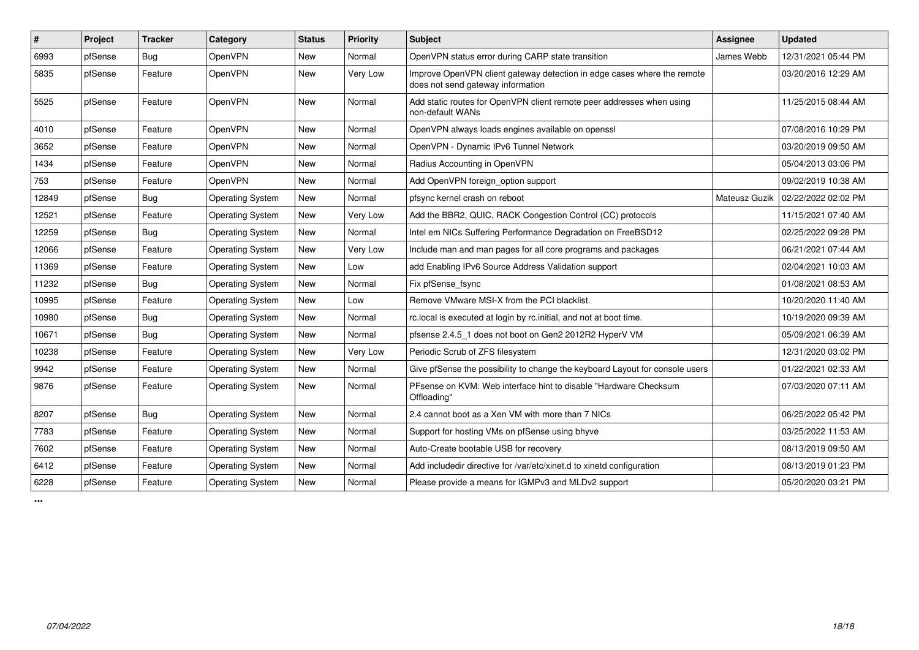| # | Project | Tracker | Category | Status | Priority | Subject | Assignee | Updated |
|---|---|---|---|---|---|---|---|---|
| 6993 | pfSense | Bug | OpenVPN | New | Normal | OpenVPN status error during CARP state transition | James Webb | 12/31/2021 05:44 PM |
| 5835 | pfSense | Feature | OpenVPN | New | Very Low | Improve OpenVPN client gateway detection in edge cases where the remote does not send gateway information | | 03/20/2016 12:29 AM |
| 5525 | pfSense | Feature | OpenVPN | New | Normal | Add static routes for OpenVPN client remote peer addresses when using non-default WANs | | 11/25/2015 08:44 AM |
| 4010 | pfSense | Feature | OpenVPN | New | Normal | OpenVPN always loads engines available on openssl | | 07/08/2016 10:29 PM |
| 3652 | pfSense | Feature | OpenVPN | New | Normal | OpenVPN - Dynamic IPv6 Tunnel Network | | 03/20/2019 09:50 AM |
| 1434 | pfSense | Feature | OpenVPN | New | Normal | Radius Accounting in OpenVPN | | 05/04/2013 03:06 PM |
| 753 | pfSense | Feature | OpenVPN | New | Normal | Add OpenVPN foreign_option support | | 09/02/2019 10:38 AM |
| 12849 | pfSense | Bug | Operating System | New | Normal | pfsync kernel crash on reboot | Mateusz Guzik | 02/22/2022 02:02 PM |
| 12521 | pfSense | Feature | Operating System | New | Very Low | Add the BBR2, QUIC, RACK Congestion Control (CC) protocols | | 11/15/2021 07:40 AM |
| 12259 | pfSense | Bug | Operating System | New | Normal | Intel em NICs Suffering Performance Degradation on FreeBSD12 | | 02/25/2022 09:28 PM |
| 12066 | pfSense | Feature | Operating System | New | Very Low | Include man and man pages for all core programs and packages | | 06/21/2021 07:44 AM |
| 11369 | pfSense | Feature | Operating System | New | Low | add Enabling IPv6 Source Address Validation support | | 02/04/2021 10:03 AM |
| 11232 | pfSense | Bug | Operating System | New | Normal | Fix pfSense_fsync | | 01/08/2021 08:53 AM |
| 10995 | pfSense | Feature | Operating System | New | Low | Remove VMware MSI-X from the PCI blacklist. | | 10/20/2020 11:40 AM |
| 10980 | pfSense | Bug | Operating System | New | Normal | rc.local is executed at login by rc.initial, and not at boot time. | | 10/19/2020 09:39 AM |
| 10671 | pfSense | Bug | Operating System | New | Normal | pfsense 2.4.5_1 does not boot on Gen2 2012R2 HyperV VM | | 05/09/2021 06:39 AM |
| 10238 | pfSense | Feature | Operating System | New | Very Low | Periodic Scrub of ZFS filesystem | | 12/31/2020 03:02 PM |
| 9942 | pfSense | Feature | Operating System | New | Normal | Give pfSense the possibility to change the keyboard Layout for console users | | 01/22/2021 02:33 AM |
| 9876 | pfSense | Feature | Operating System | New | Normal | PFsense on KVM: Web interface hint to disable "Hardware Checksum Offloading" | | 07/03/2020 07:11 AM |
| 8207 | pfSense | Bug | Operating System | New | Normal | 2.4 cannot boot as a Xen VM with more than 7 NICs | | 06/25/2022 05:42 PM |
| 7783 | pfSense | Feature | Operating System | New | Normal | Support for hosting VMs on pfSense using bhyve | | 03/25/2022 11:53 AM |
| 7602 | pfSense | Feature | Operating System | New | Normal | Auto-Create bootable USB for recovery | | 08/13/2019 09:50 AM |
| 6412 | pfSense | Feature | Operating System | New | Normal | Add includedir directive for /var/etc/xinet.d to xinetd configuration | | 08/13/2019 01:23 PM |
| 6228 | pfSense | Feature | Operating System | New | Normal | Please provide a means for IGMPv3 and MLDv2 support | | 05/20/2020 03:21 PM |

...